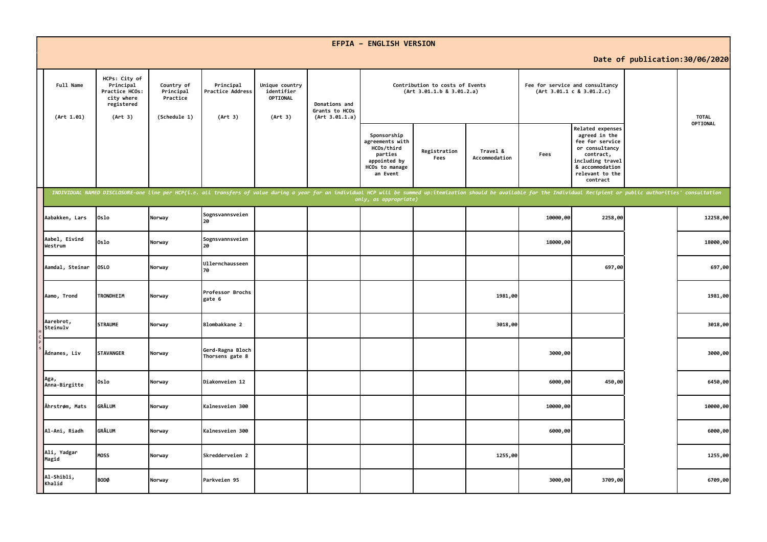# EFPIA - ENGLISH VERSION

**Date of publication:30/06/2020**

| Full Name (Art 1.01) | HCPs: City of Principal Practice HCOs: city where registered (Art 3) | Country of Principal Practice (Schedule 1) | Principal Practice Address (Art 3) | Unique country identifier OPTIONAL (Art 3) | Donations and Grants to HCOs (Art 3.01.1.a) | Contribution to costs of Events (Art 3.01.1.b & 3.01.2.a) | | | Fee for service and consultancy (Art 3.01.1 c & 3.01.2.c) | | | TOTAL OPTIONAL |
|---|---|---|---|---|---|---|---|---|---|---|---|---|
| | | | | | | Sponsorship agreements with HCOs/third parties appointed by HCOs to manage an Event | Registration Fees | Travel & Accommodation | Fees | Related expenses agreed in the fee for service or consultancy contract, including travel & accommodation relevant to the contract | | |
| *INDIVIDUAL NAMED DISCLOSURE-one line per HCP(i.e. all transfers of value during a year for an individual HCP will be summed up:itemization should be available for the Individual Recipient or public authorities' consultation only, as appropriate)* | | | | | | | | | | | | |
| Aabakken, Lars | Oslo | Norway | Sognsvannsveien 20 | | | | | | 10000,00 | 2258,00 | | 12258,00 |
| Aabel, Eivind Westrum | Oslo | Norway | Sognsvannsveien 20 | | | | | | 18000,00 | | | 18000,00 |
| Aamdal, Steinar | OSLO | Norway | Ullernchausseen 70 | | | | | | | 697,00 | | 697,00 |
| Aamo, Trond | TRONDHEIM | Norway | Professor Brochs gate 6 | | | | | 1981,00 | | | | 1981,00 |
| Aarebrot, Steinulv | STRAUME | Norway | Blombakkane 2 | | | | | 3018,00 | | | | 3018,00 |
| Ådnanes, Liv | STAVANGER | Norway | Gerd-Ragna Bloch Thorsens gate 8 | | | | | | 3000,00 | | | 3000,00 |
| Aga, Anna-Birgitte | Oslo | Norway | Diakonveien 12 | | | | | | 6000,00 | 450,00 | | 6450,00 |
| Åhrstrøm, Mats | GRÅLUM | Norway | Kalnesveien 300 | | | | | | 10000,00 | | | 10000,00 |
| Al-Ani, Riadh | GRÅLUM | Norway | Kalnesveien 300 | | | | | | 6000,00 | | | 6000,00 |
| Ali, Yadgar Magid | MOSS | Norway | Skredderveien 2 | | | | | 1255,00 | | | | 1255,00 |
| Al-Shibli, Khalid | BODØ | Norway | Parkveien 95 | | | | | | 3000,00 | 3709,00 | | 6709,00 |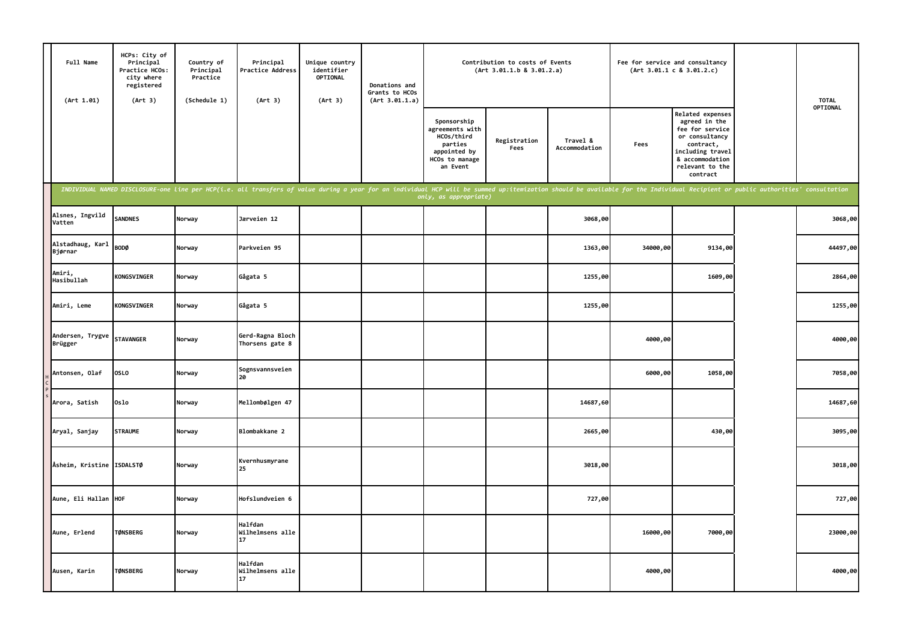| Full Name (Art 1.01) | HCPs: City of Principal Practice HCOs: city where registered (Art 3) | Country of Principal Practice (Schedule 1) | Principal Practice Address (Art 3) | Unique country identifier OPTIONAL (Art 3) | Donations and Grants to HCOs (Art 3.01.1.a) | Contribution to costs of Events (Art 3.01.1.b & 3.01.2.a) | | | Fee for service and consultancy (Art 3.01.1 c & 3.01.2.c) | | | TOTAL OPTIONAL |
|---|---|---|---|---|---|---|---|---|---|---|---|---|
| | | | | | | Sponsorship agreements with HCOs/third parties appointed by HCOs to manage an Event | Registration Fees | Travel & Accommodation | Fees | Related expenses agreed in the fee for service or consultancy contract, including travel & accommodation relevant to the contract | | |
| *INDIVIDUAL NAMED DISCLOSURE-one line per HCP(i.e. all transfers of value during a year for an individual HCP will be summed up:itemization should be available for the Individual Recipient or public authorities' consultation only, as appropriate)* | | | | | | | | | | | | |
| Alsnes, Ingvild Vatten | SANDNES | Norway | Jærveien 12 | | | | | 3068,00 | | | | 3068,00 |
| Alstadhaug, Karl Bjørnar | BODØ | Norway | Parkveien 95 | | | | | 1363,00 | 34000,00 | 9134,00 | | 44497,00 |
| Amiri, Hasibullah | KONGSVINGER | Norway | Gågata 5 | | | | | 1255,00 | | 1609,00 | | 2864,00 |
| Amiri, Leme | KONGSVINGER | Norway | Gågata 5 | | | | | 1255,00 | | | | 1255,00 |
| Andersen, Trygve Brügger | STAVANGER | Norway | Gerd-Ragna Bloch Thorsens gate 8 | | | | | | 4000,00 | | | 4000,00 |
| Antonsen, Olaf | OSLO | Norway | Sognsvannsveien 20 | | | | | | 6000,00 | 1058,00 | | 7058,00 |
| Arora, Satish | Oslo | Norway | Mellombølgen 47 | | | | | 14687,60 | | | | 14687,60 |
| Aryal, Sanjay | STRAUME | Norway | Blombakkane 2 | | | | | 2665,00 | | 430,00 | | 3095,00 |
| Åsheim, Kristine | ISDALSTØ | Norway | Kvernhusmyrane 25 | | | | | 3018,00 | | | | 3018,00 |
| Aune, Eli Hallan | HOF | Norway | Hofslundveien 6 | | | | | 727,00 | | | | 727,00 |
| Aune, Erlend | TØNSBERG | Norway | Halfdan Wilhelmsens alle 17 | | | | | | 16000,00 | 7000,00 | | 23000,00 |
| Ausen, Karin | TØNSBERG | Norway | Halfdan Wilhelmsens alle 17 | | | | | | 4000,00 | | | 4000,00 |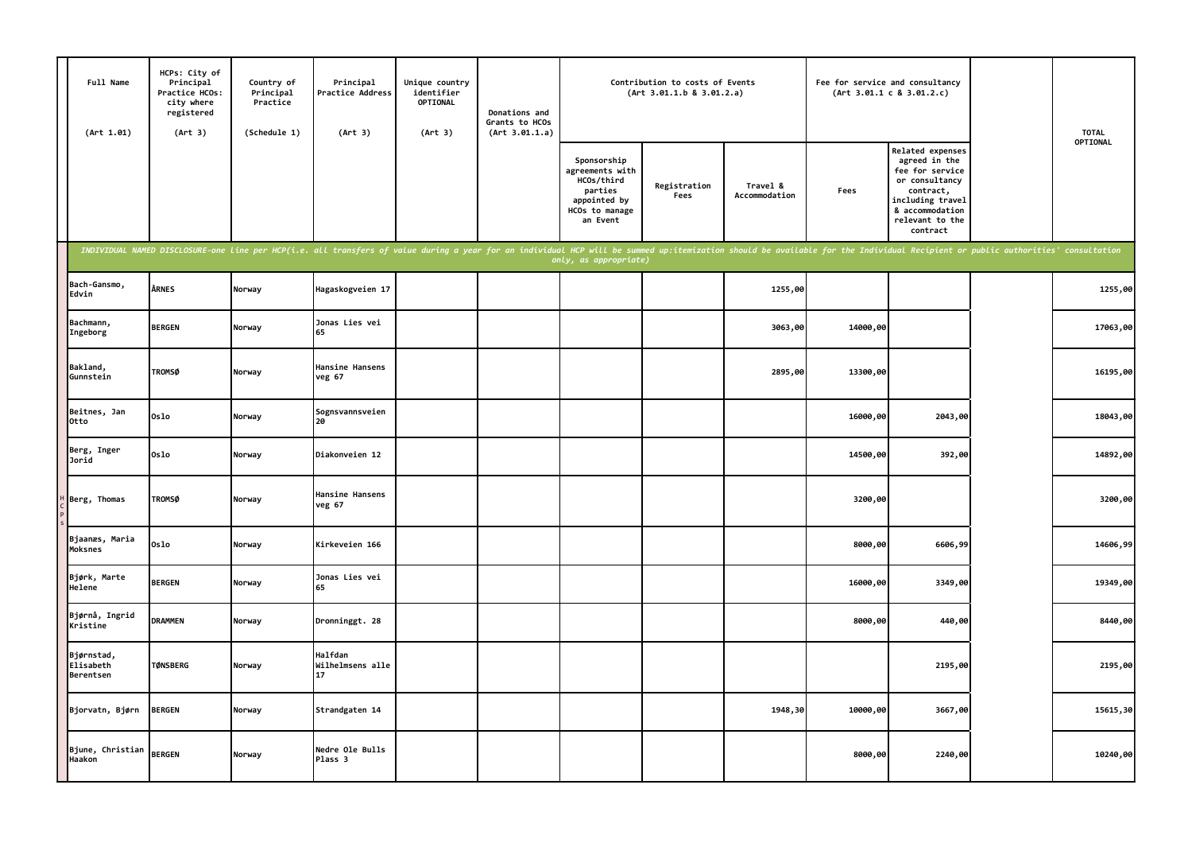| Full Name (Art 1.01) | HCPs: City of Principal Practice HCOs: city where registered (Art 3) | Country of Principal Practice (Schedule 1) | Principal Practice Address (Art 3) | Unique country identifier OPTIONAL (Art 3) | Donations and Grants to HCOs (Art 3.01.1.a) | Contribution to costs of Events (Art 3.01.1.b & 3.01.2.a) | | | Fee for service and consultancy (Art 3.01.1 c & 3.01.2.c) | | | TOTAL OPTIONAL |
|---|---|---|---|---|---|---|---|---|---|---|---|---|
| | | | | | | Sponsorship agreements with HCOs/third parties appointed by HCOs to manage an Event | Registration Fees | Travel & Accommodation | Fees | Related expenses agreed in the fee for service or consultancy contract, including travel & accommodation relevant to the contract | | |
| *INDIVIDUAL NAMED DISCLOSURE-one line per HCP(i.e. all transfers of value during a year for an individual HCP will be summed up:itemization should be available for the Individual Recipient or public authorities' consultation only, as appropriate)* | | | | | | | | | | | | |
| Bach-Gansmo, Edvin | ÅRNES | Norway | Hagaskogveien 17 | | | | | 1255,00 | | | | 1255,00 |
| Bachmann, Ingeborg | BERGEN | Norway | Jonas Lies vei 65 | | | | | 3063,00 | 14000,00 | | | 17063,00 |
| Bakland, Gunnstein | TROMSØ | Norway | Hansine Hansens veg 67 | | | | | 2895,00 | 13300,00 | | | 16195,00 |
| Beitnes, Jan Otto | Oslo | Norway | Sognsvannsveien 20 | | | | | | 16000,00 | 2043,00 | | 18043,00 |
| Berg, Inger Jorid | Oslo | Norway | Diakonveien 12 | | | | | | 14500,00 | 392,00 | | 14892,00 |
| Berg, Thomas | TROMSØ | Norway | Hansine Hansens veg 67 | | | | | | 3200,00 | | | 3200,00 |
| Bjaanæs, Maria Moksnes | Oslo | Norway | Kirkeveien 166 | | | | | | 8000,00 | 6606,99 | | 14606,99 |
| Bjørk, Marte Helene | BERGEN | Norway | Jonas Lies vei 65 | | | | | | 16000,00 | 3349,00 | | 19349,00 |
| Bjørnå, Ingrid Kristine | DRAMMEN | Norway | Dronninggt. 28 | | | | | | 8000,00 | 440,00 | | 8440,00 |
| Bjørnstad, Elisabeth Berentsen | TØNSBERG | Norway | Halfdan Wilhelmsens alle 17 | | | | | | | 2195,00 | | 2195,00 |
| Bjorvatn, Bjørn | BERGEN | Norway | Strandgaten 14 | | | | | 1948,30 | 10000,00 | 3667,00 | | 15615,30 |
| Bjune, Christian Haakon | BERGEN | Norway | Nedre Ole Bulls Plass 3 | | | | | | 8000,00 | 2240,00 | | 10240,00 |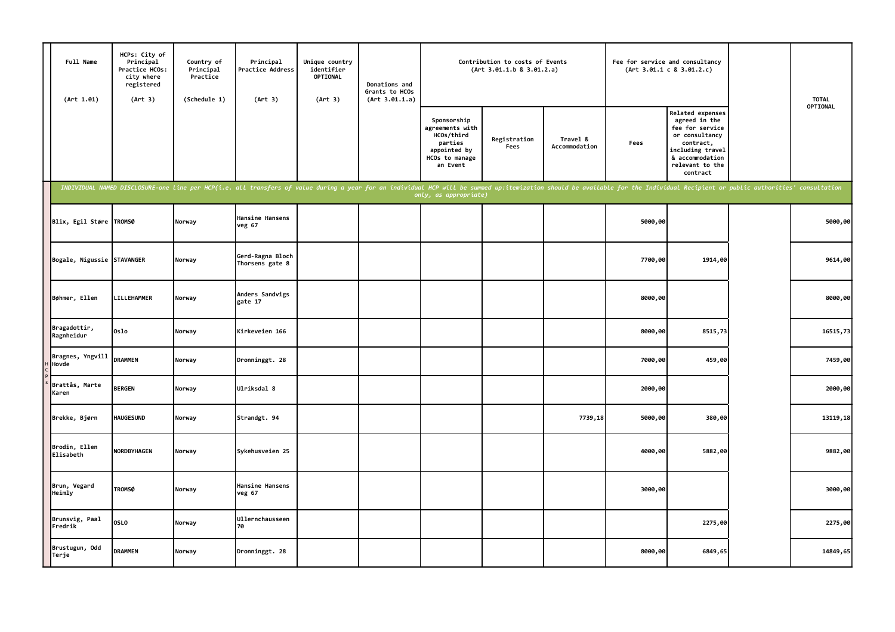| Full Name (Art 1.01) | HCPs: City of Principal Practice HCOs: city where registered (Art 3) | Country of Principal Practice (Schedule 1) | Principal Practice Address (Art 3) | Unique country identifier OPTIONAL (Art 3) | Donations and Grants to HCOs (Art 3.01.1.a) | Contribution to costs of Events (Art 3.01.1.b & 3.01.2.a) | | | Fee for service and consultancy (Art 3.01.1 c & 3.01.2.c) | | | TOTAL OPTIONAL |
|---|---|---|---|---|---|---|---|---|---|---|---|---|
| | | | | | | Sponsorship agreements with HCOs/third parties appointed by HCOs to manage an Event | Registration Fees | Travel & Accommodation | Fees | Related expenses agreed in the fee for service or consultancy contract, including travel & accommodation relevant to the contract | | |
| *INDIVIDUAL NAMED DISCLOSURE-one line per HCP(i.e. all transfers of value during a year for an individual HCP will be summed up:itemization should be available for the Individual Recipient or public authorities' consultation only, as appropriate)* | | | | | | | | | | | | |
| Blix, Egil Støre | TROMSØ | Norway | Hansine Hansens veg 67 | | | | | | 5000,00 | | | 5000,00 |
| Bogale, Nigussie | STAVANGER | Norway | Gerd-Ragna Bloch Thorsens gate 8 | | | | | | 7700,00 | 1914,00 | | 9614,00 |
| Bøhmer, Ellen | LILLEHAMMER | Norway | Anders Sandvigs gate 17 | | | | | | 8000,00 | | | 8000,00 |
| Bragadottir, Ragnheidur | Oslo | Norway | Kirkeveien 166 | | | | | | 8000,00 | 8515,73 | | 16515,73 |
| Bragnes, Yngvill Hovde | DRAMMEN | Norway | Dronninggt. 28 | | | | | | 7000,00 | 459,00 | | 7459,00 |
| Brattås, Marte Karen | BERGEN | Norway | Ulriksdal 8 | | | | | | 2000,00 | | | 2000,00 |
| Brekke, Bjørn | HAUGESUND | Norway | Strandgt. 94 | | | | | 7739,18 | 5000,00 | 380,00 | | 13119,18 |
| Brodin, Ellen Elisabeth | NORDBYHAGEN | Norway | Sykehusveien 25 | | | | | | 4000,00 | 5882,00 | | 9882,00 |
| Brun, Vegard Heimly | TROMSØ | Norway | Hansine Hansens veg 67 | | | | | | 3000,00 | | | 3000,00 |
| Brunsvig, Paal Fredrik | OSLO | Norway | Ullernchausseen 70 | | | | | | | 2275,00 | | 2275,00 |
| Brustugun, Odd Terje | DRAMMEN | Norway | Dronninggt. 28 | | | | | | 8000,00 | 6849,65 | | 14849,65 |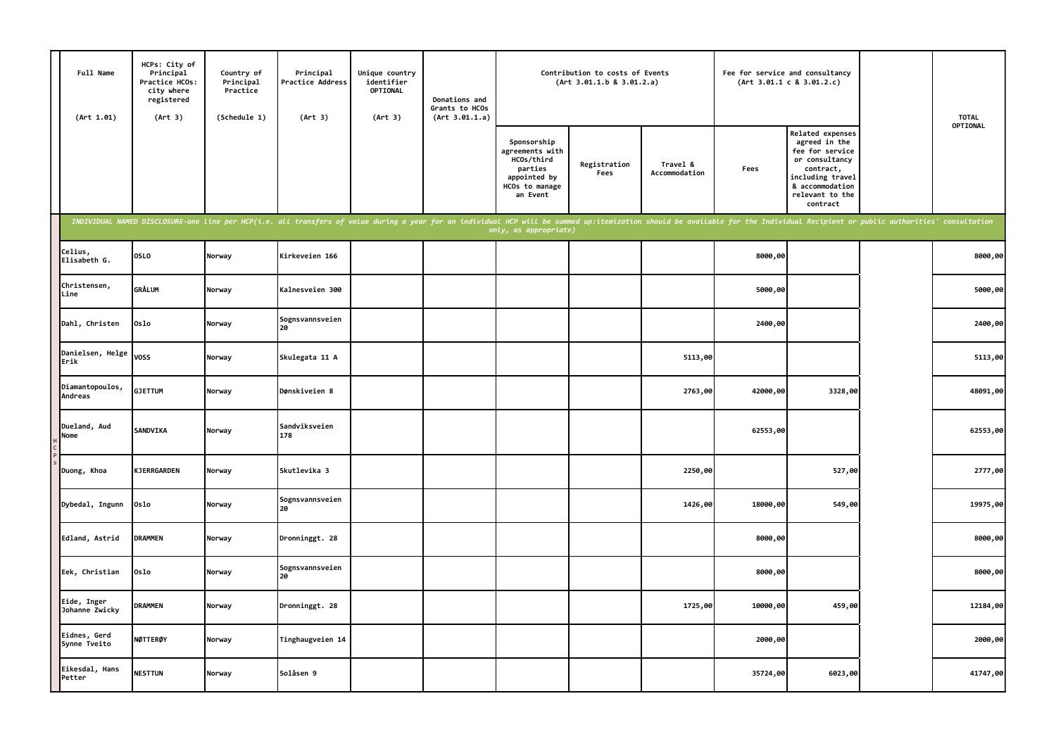| Full Name (Art 1.01) | HCPs: City of Principal Practice HCOs: city where registered (Art 3) | Country of Principal Practice (Schedule 1) | Principal Practice Address (Art 3) | Unique country identifier OPTIONAL (Art 3) | Donations and Grants to HCOs (Art 3.01.1.a) | Contribution to costs of Events (Art 3.01.1.b & 3.01.2.a) | | | Fee for service and consultancy (Art 3.01.1 c & 3.01.2.c) | | | TOTAL OPTIONAL |
|---|---|---|---|---|---|---|---|---|---|---|---|---|
| | | | | | | Sponsorship agreements with HCOs/third parties appointed by HCOs to manage an Event | Registration Fees | Travel & Accommodation | Fees | Related expenses agreed in the fee for service or consultancy contract, including travel & accommodation relevant to the contract | | |
| *INDIVIDUAL NAMED DISCLOSURE-one line per HCP(i.e. all transfers of value during a year for an individual HCP will be summed up:itemization should be available for the Individual Recipient or public authorities' consultation only, as appropriate)* | | | | | | | | | | | | |
| Celius, Elisabeth G. | OSLO | Norway | Kirkeveien 166 | | | | | | 8000,00 | | | 8000,00 |
| Christensen, Line | GRÅLUM | Norway | Kalnesveien 300 | | | | | | 5000,00 | | | 5000,00 |
| Dahl, Christen | Oslo | Norway | Sognsvannsveien 20 | | | | | | 2400,00 | | | 2400,00 |
| Danielsen, Helge Erik | VOSS | Norway | Skulegata 11 A | | | | | 5113,00 | | | | 5113,00 |
| Diamantopoulos, Andreas | GJETTUM | Norway | Dønskiveien 8 | | | | | 2763,00 | 42000,00 | 3328,00 | | 48091,00 |
| Dueland, Aud Nome | SANDVIKA | Norway | Sandviksveien 178 | | | | | | 62553,00 | | | 62553,00 |
| Duong, Khoa | KJERRGARDEN | Norway | Skutlevika 3 | | | | | 2250,00 | | 527,00 | | 2777,00 |
| Dybedal, Ingunn | Oslo | Norway | Sognsvannsveien 20 | | | | | 1426,00 | 18000,00 | 549,00 | | 19975,00 |
| Edland, Astrid | DRAMMEN | Norway | Dronninggt. 28 | | | | | | 8000,00 | | | 8000,00 |
| Eek, Christian | Oslo | Norway | Sognsvannsveien 20 | | | | | | 8000,00 | | | 8000,00 |
| Eide, Inger Johanne Zwicky | DRAMMEN | Norway | Dronninggt. 28 | | | | | 1725,00 | 10000,00 | 459,00 | | 12184,00 |
| Eidnes, Gerd Synne Tveito | NØTTERØY | Norway | Tinghaugveien 14 | | | | | | 2000,00 | | | 2000,00 |
| Eikesdal, Hans Petter | NESTTUN | Norway | Solåsen 9 | | | | | | 35724,00 | 6023,00 | | 41747,00 |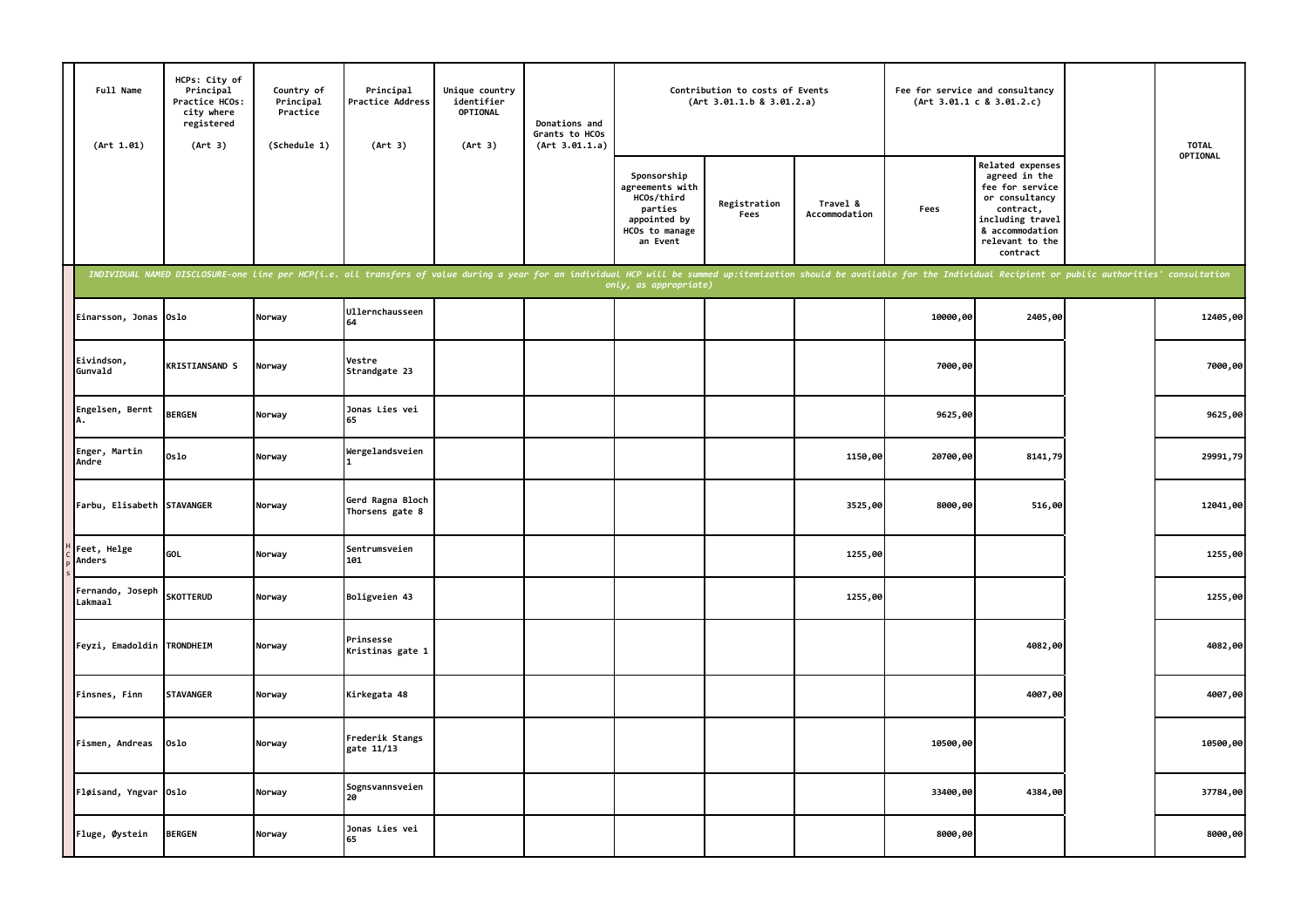| Full Name (Art 1.01) | HCPs: City of Principal Practice HCOs: city where registered (Art 3) | Country of Principal Practice (Schedule 1) | Principal Practice Address (Art 3) | Unique country identifier OPTIONAL (Art 3) | Donations and Grants to HCOs (Art 3.01.1.a) | Contribution to costs of Events (Art 3.01.1.b & 3.01.2.a) | | | Fee for service and consultancy (Art 3.01.1 c & 3.01.2.c) | | | TOTAL OPTIONAL |
|---|---|---|---|---|---|---|---|---|---|---|---|---|
| | | | | | | Sponsorship agreements with HCOs/third parties appointed by HCOs to manage an Event | Registration Fees | Travel & Accommodation | Fees | Related expenses agreed in the fee for service or consultancy contract, including travel & accommodation relevant to the contract | | |
| *INDIVIDUAL NAMED DISCLOSURE-one line per HCP(i.e. all transfers of value during a year for an individual HCP will be summed up:itemization should be available for the Individual Recipient or public authorities' consultation only, as appropriate)* | | | | | | | | | | | | |
| Einarsson, Jonas | Oslo | Norway | Ullernchausseen 64 | | | | | | 10000,00 | 2405,00 | | 12405,00 |
| Eivindson, Gunvald | KRISTIANSAND S | Norway | Vestre Strandgate 23 | | | | | | 7000,00 | | | 7000,00 |
| Engelsen, Bernt A. | BERGEN | Norway | Jonas Lies vei 65 | | | | | | 9625,00 | | | 9625,00 |
| Enger, Martin Andre | Oslo | Norway | Wergelandsveien 1 | | | | | 1150,00 | 20700,00 | 8141,79 | | 29991,79 |
| Farbu, Elisabeth | STAVANGER | Norway | Gerd Ragna Bloch Thorsens gate 8 | | | | | 3525,00 | 8000,00 | 516,00 | | 12041,00 |
| Feet, Helge Anders | GOL | Norway | Sentrumsveien 101 | | | | | 1255,00 | | | | 1255,00 |
| Fernando, Joseph Lakmaal | SKOTTERUD | Norway | Boligveien 43 | | | | | 1255,00 | | | | 1255,00 |
| Feyzi, Emadoldin | TRONDHEIM | Norway | Prinsesse Kristinas gate 1 | | | | | | | 4082,00 | | 4082,00 |
| Finsnes, Finn | STAVANGER | Norway | Kirkegata 48 | | | | | | | 4007,00 | | 4007,00 |
| Fismen, Andreas | Oslo | Norway | Frederik Stangs gate 11/13 | | | | | | 10500,00 | | | 10500,00 |
| Fløisand, Yngvar | Oslo | Norway | Sognsvannsveien 20 | | | | | | 33400,00 | 4384,00 | | 37784,00 |
| Fluge, Øystein | BERGEN | Norway | Jonas Lies vei 65 | | | | | | 8000,00 | | | 8000,00 |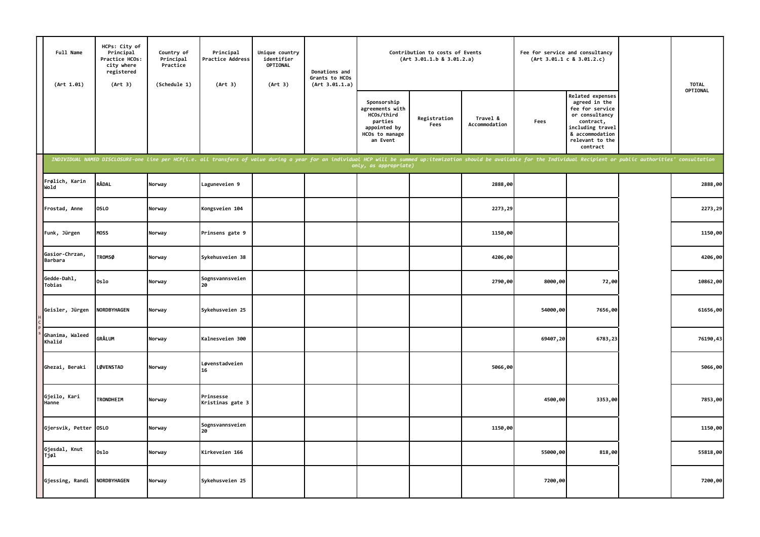| Full Name (Art 1.01) | HCPs: City of Principal Practice HCOs: city where registered (Art 3) | Country of Principal Practice (Schedule 1) | Principal Practice Address (Art 3) | Unique country identifier OPTIONAL (Art 3) | Donations and Grants to HCOs (Art 3.01.1.a) | Contribution to costs of Events (Art 3.01.1.b & 3.01.2.a) | | | Fee for service and consultancy (Art 3.01.1 c & 3.01.2.c) | | | TOTAL OPTIONAL |
|---|---|---|---|---|---|---|---|---|---|---|---|---|
| | | | | | | Sponsorship agreements with HCOs/third parties appointed by HCOs to manage an Event | Registration Fees | Travel & Accommodation | Fees | Related expenses agreed in the fee for service or consultancy contract, including travel & accommodation relevant to the contract | | |
| *INDIVIDUAL NAMED DISCLOSURE-one line per HCP(i.e. all transfers of value during a year for an individual HCP will be summed up:itemization should be available for the Individual Recipient or public authorities' consultation only, as appropriate)* | | | | | | | | | | | | |
| Frølich, Karin Wold | RÅDAL | Norway | Laguneveien 9 | | | | | 2888,00 | | | | 2888,00 |
| Frostad, Anne | OSLO | Norway | Kongsveien 104 | | | | | 2273,29 | | | | 2273,29 |
| Funk, Jürgen | MOSS | Norway | Prinsens gate 9 | | | | | 1150,00 | | | | 1150,00 |
| Gasior-Chrzan, Barbara | TROMSØ | Norway | Sykehusveien 38 | | | | | 4206,00 | | | | 4206,00 |
| Gedde-Dahl, Tobias | Oslo | Norway | Sognsvannsveien 20 | | | | | 2790,00 | 8000,00 | 72,00 | | 10862,00 |
| Geisler, Jürgen | NORDBYHAGEN | Norway | Sykehusveien 25 | | | | | | 54000,00 | 7656,00 | | 61656,00 |
| Ghanima, Waleed Khalid | GRÅLUM | Norway | Kalnesveien 300 | | | | | | 69407,20 | 6783,23 | | 76190,43 |
| Ghezai, Beraki | LØVENSTAD | Norway | Løvenstadveien 16 | | | | | 5066,00 | | | | 5066,00 |
| Gjeilo, Kari Hanne | TRONDHEIM | Norway | Prinsesse Kristinas gate 3 | | | | | | 4500,00 | 3353,00 | | 7853,00 |
| Gjersvik, Petter | OSLO | Norway | Sognsvannsveien 20 | | | | | 1150,00 | | | | 1150,00 |
| Gjesdal, Knut Tjøl | Oslo | Norway | Kirkeveien 166 | | | | | | 55000,00 | 818,00 | | 55818,00 |
| Gjessing, Randi | NORDBYHAGEN | Norway | Sykehusveien 25 | | | | | | 7200,00 | | | 7200,00 |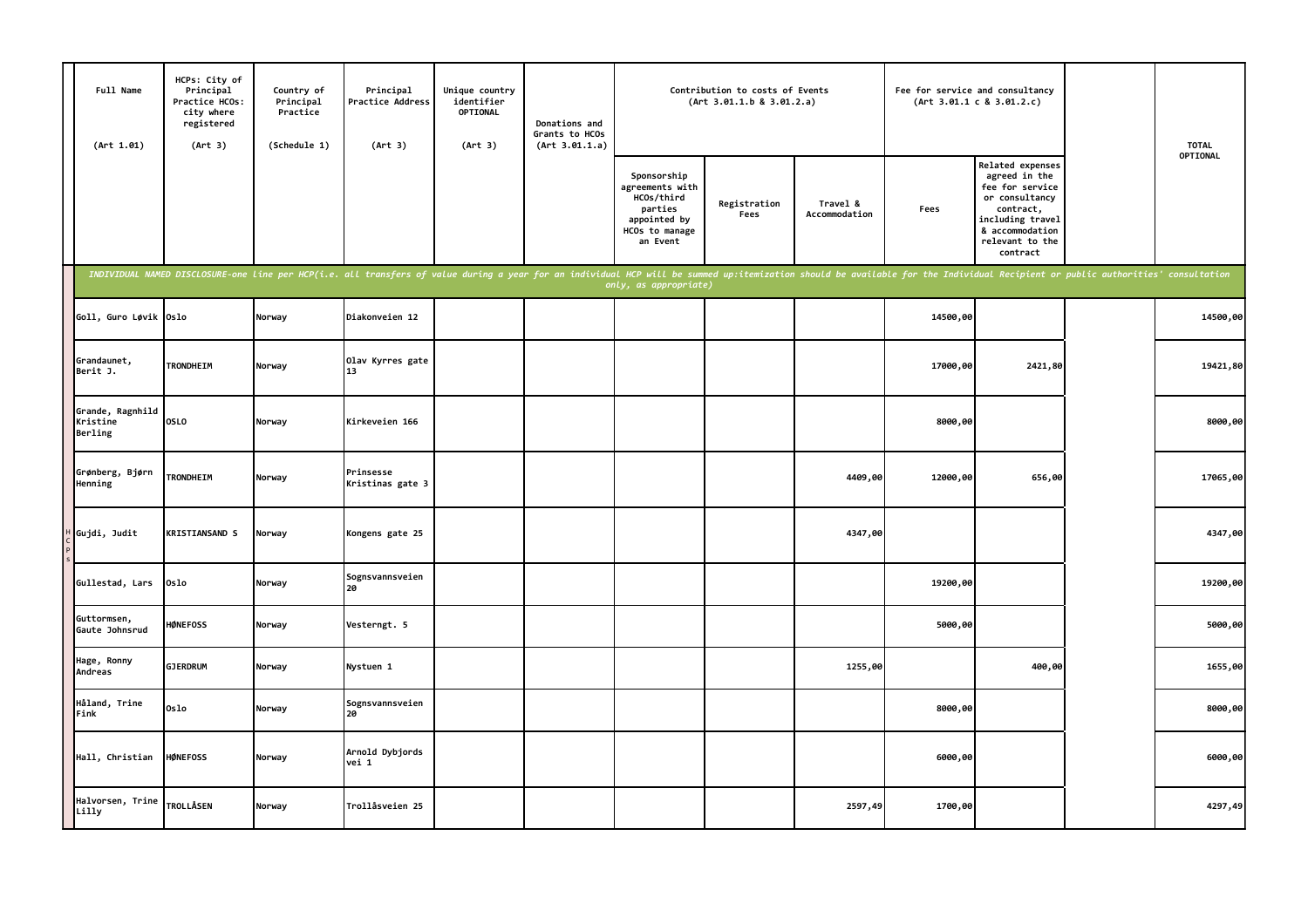| Full Name (Art 1.01) | HCPs: City of Principal Practice HCOs: city where registered (Art 3) | Country of Principal Practice (Schedule 1) | Principal Practice Address (Art 3) | Unique country identifier OPTIONAL (Art 3) | Donations and Grants to HCOs (Art 3.01.1.a) | Contribution to costs of Events (Art 3.01.1.b & 3.01.2.a) | | | Fee for service and consultancy (Art 3.01.1 c & 3.01.2.c) | | | TOTAL OPTIONAL |
|---|---|---|---|---|---|---|---|---|---|---|---|---|
| | | | | | | Sponsorship agreements with HCOs/third parties appointed by HCOs to manage an Event | Registration Fees | Travel & Accommodation | Fees | Related expenses agreed in the fee for service or consultancy contract, including travel & accommodation relevant to the contract | | |
| *INDIVIDUAL NAMED DISCLOSURE-one line per HCP(i.e. all transfers of value during a year for an individual HCP will be summed up:itemization should be available for the Individual Recipient or public authorities' consultation only, as appropriate)* | | | | | | | | | | | | |
| Goll, Guro Løvik | Oslo | Norway | Diakonveien 12 | | | | | | 14500,00 | | | 14500,00 |
| Grandaunet, Berit J. | TRONDHEIM | Norway | Olav Kyrres gate 13 | | | | | | 17000,00 | 2421,80 | | 19421,80 |
| Grande, Ragnhild Kristine Berling | OSLO | Norway | Kirkeveien 166 | | | | | | 8000,00 | | | 8000,00 |
| Grønberg, Bjørn Henning | TRONDHEIM | Norway | Prinsesse Kristinas gate 3 | | | | | 4409,00 | 12000,00 | 656,00 | | 17065,00 |
| Gujdi, Judit | KRISTIANSAND S | Norway | Kongens gate 25 | | | | | 4347,00 | | | | 4347,00 |
| Gullestad, Lars | Oslo | Norway | Sognsvannsveien 20 | | | | | | 19200,00 | | | 19200,00 |
| Guttormsen, Gaute Johnsrud | HØNEFOSS | Norway | Vesterngt. 5 | | | | | | 5000,00 | | | 5000,00 |
| Hage, Ronny Andreas | GJERDRUM | Norway | Nystuen 1 | | | | | 1255,00 | | 400,00 | | 1655,00 |
| Håland, Trine Fink | Oslo | Norway | Sognsvannsveien 20 | | | | | | 8000,00 | | | 8000,00 |
| Hall, Christian | HØNEFOSS | Norway | Arnold Dybjords vei 1 | | | | | | 6000,00 | | | 6000,00 |
| Halvorsen, Trine Lilly | TROLLÅSEN | Norway | Trollåsveien 25 | | | | | 2597,49 | 1700,00 | | | 4297,49 |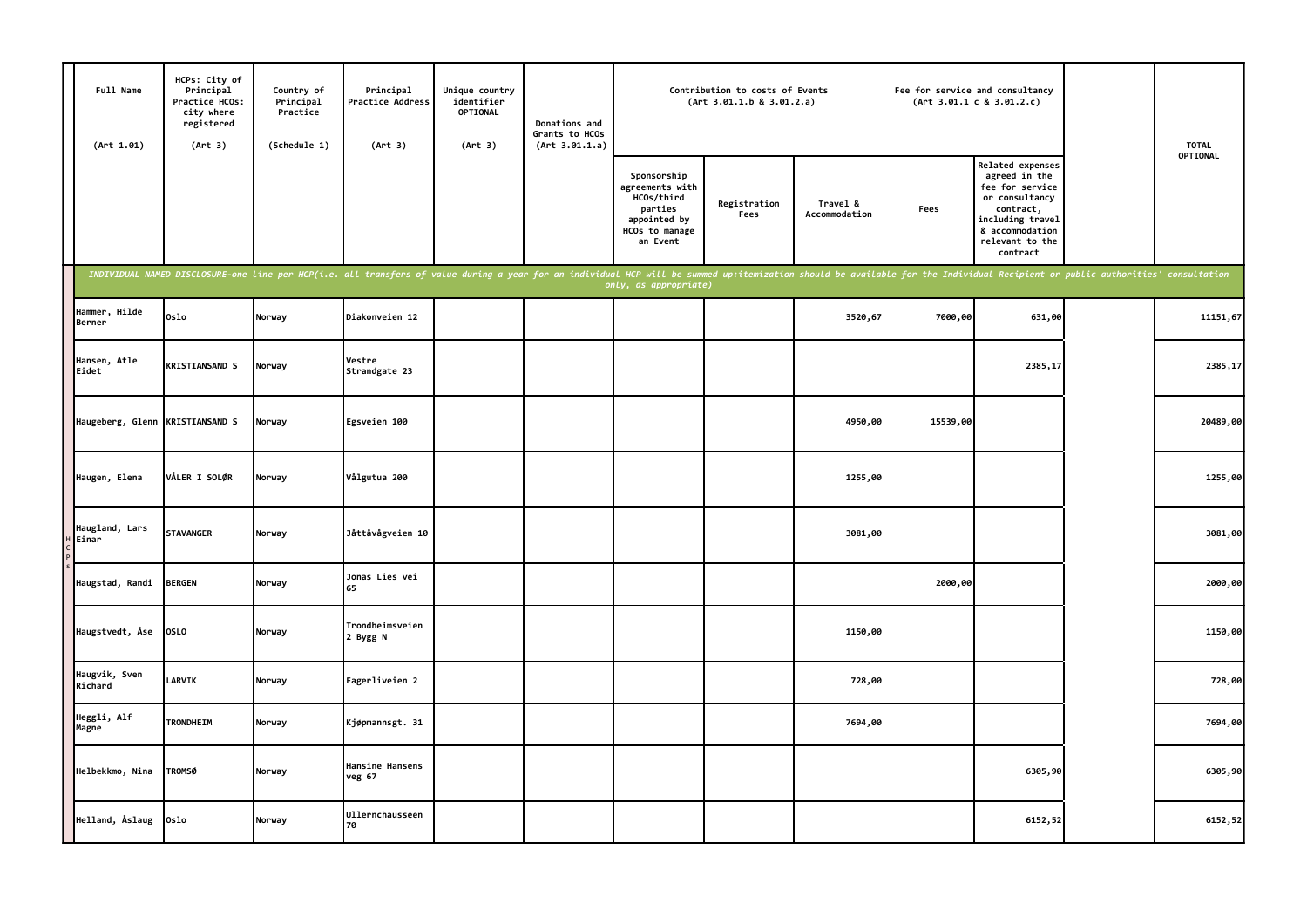| Full Name (Art 1.01) | HCPs: City of Principal Practice HCOs: city where registered (Art 3) | Country of Principal Practice (Schedule 1) | Principal Practice Address (Art 3) | Unique country identifier OPTIONAL (Art 3) | Donations and Grants to HCOs (Art 3.01.1.a) | Contribution to costs of Events (Art 3.01.1.b & 3.01.2.a) | | | Fee for service and consultancy (Art 3.01.1 c & 3.01.2.c) | | | TOTAL OPTIONAL |
|---|---|---|---|---|---|---|---|---|---|---|---|---|
| | | | | | | Sponsorship agreements with HCOs/third parties appointed by HCOs to manage an Event | Registration Fees | Travel & Accommodation | Fees | Related expenses agreed in the fee for service or consultancy contract, including travel & accommodation relevant to the contract | | |
| *INDIVIDUAL NAMED DISCLOSURE-one line per HCP(i.e. all transfers of value during a year for an individual HCP will be summed up:itemization should be available for the Individual Recipient or public authorities' consultation only, as appropriate)* | | | | | | | | | | | | |
| Hammer, Hilde Berner | Oslo | Norway | Diakonveien 12 | | | | | 3520,67 | 7000,00 | 631,00 | | 11151,67 |
| Hansen, Atle Eidet | KRISTIANSAND S | Norway | Vestre Strandgate 23 | | | | | | | 2385,17 | | 2385,17 |
| Haugeberg, Glenn | KRISTIANSAND S | Norway | Egsveien 100 | | | | | 4950,00 | 15539,00 | | | 20489,00 |
| Haugen, Elena | VÅLER I SOLØR | Norway | Vålgutua 200 | | | | | 1255,00 | | | | 1255,00 |
| Haugland, Lars Einar | STAVANGER | Norway | Jåttåvågveien 10 | | | | | 3081,00 | | | | 3081,00 |
| Haugstad, Randi | BERGEN | Norway | Jonas Lies vei 65 | | | | | | 2000,00 | | | 2000,00 |
| Haugstvedt, Åse | OSLO | Norway | Trondheimsveien 2 Bygg N | | | | | 1150,00 | | | | 1150,00 |
| Haugvik, Sven Richard | LARVIK | Norway | Fagerliveien 2 | | | | | 728,00 | | | | 728,00 |
| Heggli, Alf Magne | TRONDHEIM | Norway | Kjøpmannsgt. 31 | | | | | 7694,00 | | | | 7694,00 |
| Helbekkmo, Nina | TROMSØ | Norway | Hansine Hansens veg 67 | | | | | | | 6305,90 | | 6305,90 |
| Helland, Åslaug | Oslo | Norway | Ullernchausseen 70 | | | | | | | 6152,52 | | 6152,52 |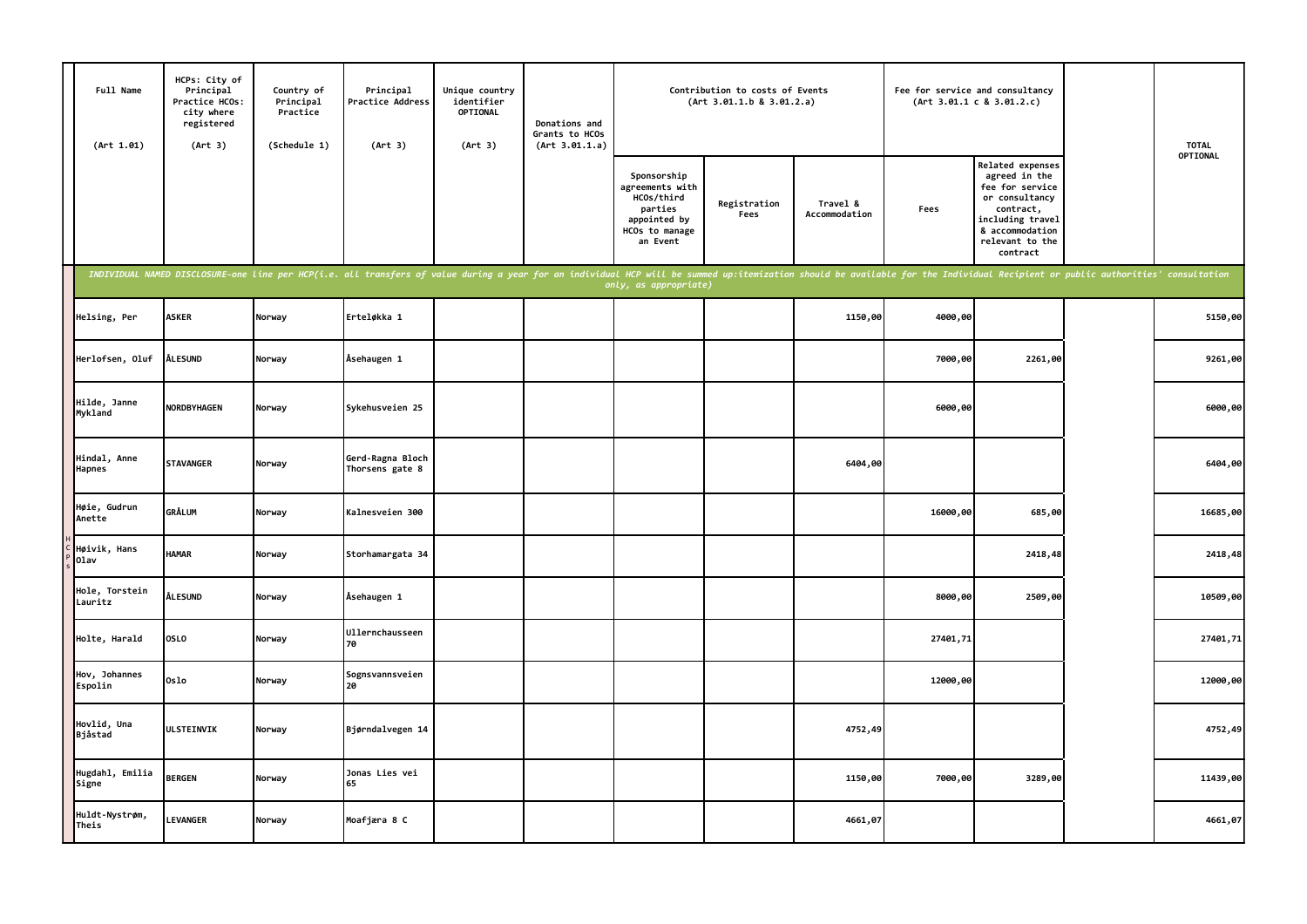| Full Name (Art 1.01) | HCPs: City of Principal Practice HCOs: city where registered (Art 3) | Country of Principal Practice (Schedule 1) | Principal Practice Address (Art 3) | Unique country identifier OPTIONAL (Art 3) | Donations and Grants to HCOs (Art 3.01.1.a) | Contribution to costs of Events (Art 3.01.1.b & 3.01.2.a) | | | Fee for service and consultancy (Art 3.01.1 c & 3.01.2.c) | | | TOTAL OPTIONAL |
|---|---|---|---|---|---|---|---|---|---|---|---|---|
| | | | | | | Sponsorship agreements with HCOs/third parties appointed by HCOs to manage an Event | Registration Fees | Travel & Accommodation | Fees | Related expenses agreed in the fee for service or consultancy contract, including travel & accommodation relevant to the contract | | |
| *INDIVIDUAL NAMED DISCLOSURE-one line per HCP(i.e. all transfers of value during a year for an individual HCP will be summed up:itemization should be available for the Individual Recipient or public authorities' consultation only, as appropriate)* | | | | | | | | | | | | |
| Helsing, Per | ASKER | Norway | Erteløkka 1 | | | | | 1150,00 | 4000,00 | | | 5150,00 |
| Herlofsen, Oluf | ÅLESUND | Norway | Åsehaugen 1 | | | | | | 7000,00 | 2261,00 | | 9261,00 |
| Hilde, Janne Mykland | NORDBYHAGEN | Norway | Sykehusveien 25 | | | | | | 6000,00 | | | 6000,00 |
| Hindal, Anne Hapnes | STAVANGER | Norway | Gerd-Ragna Bloch Thorsens gate 8 | | | | | 6404,00 | | | | 6404,00 |
| Høie, Gudrun Anette | GRÅLUM | Norway | Kalnesveien 300 | | | | | | 16000,00 | 685,00 | | 16685,00 |
| Høivik, Hans Olav | HAMAR | Norway | Storhamargata 34 | | | | | | | 2418,48 | | 2418,48 |
| Hole, Torstein Lauritz | ÅLESUND | Norway | Åsehaugen 1 | | | | | | 8000,00 | 2509,00 | | 10509,00 |
| Holte, Harald | OSLO | Norway | Ullernchausseen 70 | | | | | | 27401,71 | | | 27401,71 |
| Hov, Johannes Espolin | Oslo | Norway | Sognsvannsveien 20 | | | | | | 12000,00 | | | 12000,00 |
| Hovlid, Una Bjåstad | ULSTEINVIK | Norway | Bjørndalvegen 14 | | | | | 4752,49 | | | | 4752,49 |
| Hugdahl, Emilia Signe | BERGEN | Norway | Jonas Lies vei 65 | | | | | 1150,00 | 7000,00 | 3289,00 | | 11439,00 |
| Huldt-Nystrøm, Theis | LEVANGER | Norway | Moafjæra 8 C | | | | | 4661,07 | | | | 4661,07 |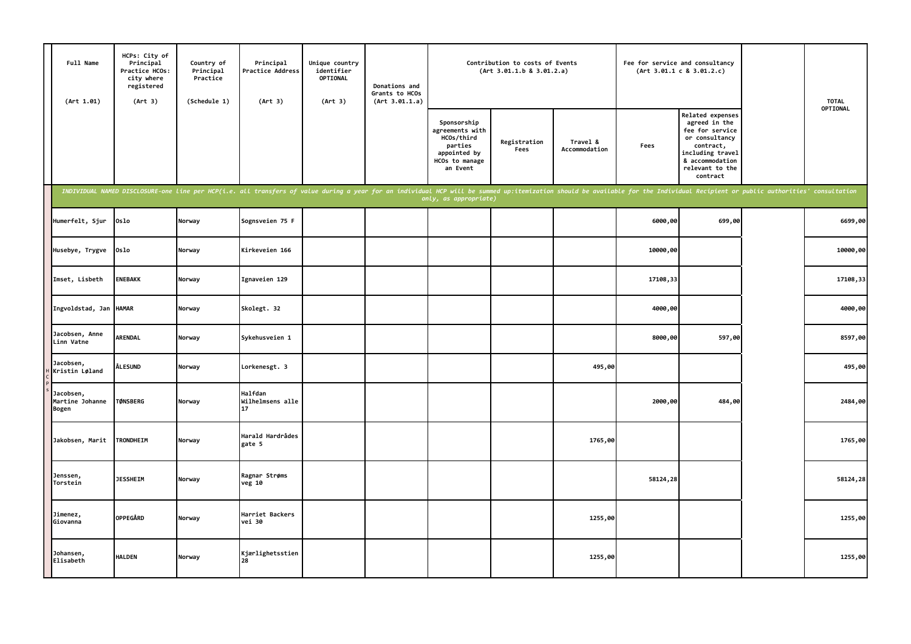| Full Name (Art 1.01) | HCPs: City of Principal Practice HCOs: city where registered (Art 3) | Country of Principal Practice (Schedule 1) | Principal Practice Address (Art 3) | Unique country identifier OPTIONAL (Art 3) | Donations and Grants to HCOs (Art 3.01.1.a) | Contribution to costs of Events (Art 3.01.1.b & 3.01.2.a) | | | Fee for service and consultancy (Art 3.01.1 c & 3.01.2.c) | | | TOTAL OPTIONAL |
|---|---|---|---|---|---|---|---|---|---|---|---|---|
| | | | | | | Sponsorship agreements with HCOs/third parties appointed by HCOs to manage an Event | Registration Fees | Travel & Accommodation | Fees | Related expenses agreed in the fee for service or consultancy contract, including travel & accommodation relevant to the contract | | |
| *INDIVIDUAL NAMED DISCLOSURE-one line per HCP(i.e. all transfers of value during a year for an individual HCP will be summed up:itemization should be available for the Individual Recipient or public authorities' consultation only, as appropriate)* | | | | | | | | | | | | |
| Humerfelt, Sjur | Oslo | Norway | Sognsveien 75 F | | | | | | 6000,00 | 699,00 | | 6699,00 |
| Husebye, Trygve | Oslo | Norway | Kirkeveien 166 | | | | | | 10000,00 | | | 10000,00 |
| Imset, Lisbeth | ENEBAKK | Norway | Ignaveien 129 | | | | | | 17108,33 | | | 17108,33 |
| Ingvoldstad, Jan | HAMAR | Norway | Skolegt. 32 | | | | | | 4000,00 | | | 4000,00 |
| Jacobsen, Anne Linn Vatne | ARENDAL | Norway | Sykehusveien 1 | | | | | | 8000,00 | 597,00 | | 8597,00 |
| Jacobsen, Kristin Løland | ÅLESUND | Norway | Lorkenesgt. 3 | | | | | 495,00 | | | | 495,00 |
| Jacobsen, Martine Johanne Bogen | TØNSBERG | Norway | Halfdan Wilhelmsens alle 17 | | | | | | 2000,00 | 484,00 | | 2484,00 |
| Jakobsen, Marit | TRONDHEIM | Norway | Harald Hardrådes gate 5 | | | | | 1765,00 | | | | 1765,00 |
| Jenssen, Torstein | JESSHEIM | Norway | Ragnar Strøms veg 10 | | | | | | 58124,28 | | | 58124,28 |
| Jimenez, Giovanna | OPPEGÅRD | Norway | Harriet Backers vei 30 | | | | | 1255,00 | | | | 1255,00 |
| Johansen, Elisabeth | HALDEN | Norway | Kjærlighetsstien 28 | | | | | 1255,00 | | | | 1255,00 |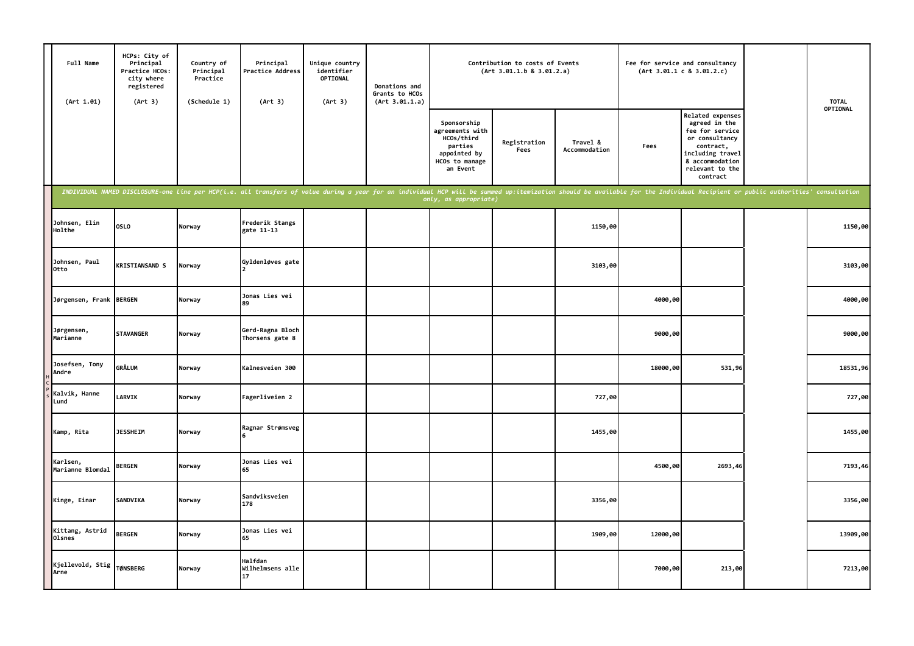| Full Name (Art 1.01) | HCPs: City of Principal Practice HCOs: city where registered (Art 3) | Country of Principal Practice (Schedule 1) | Principal Practice Address (Art 3) | Unique country identifier OPTIONAL (Art 3) | Donations and Grants to HCOs (Art 3.01.1.a) | Contribution to costs of Events (Art 3.01.1.b & 3.01.2.a) | | | Fee for service and consultancy (Art 3.01.1 c & 3.01.2.c) | | | TOTAL OPTIONAL |
|---|---|---|---|---|---|---|---|---|---|---|---|---|
| | | | | | | Sponsorship agreements with HCOs/third parties appointed by HCOs to manage an Event | Registration Fees | Travel & Accommodation | Fees | Related expenses agreed in the fee for service or consultancy contract, including travel & accommodation relevant to the contract | | |
| *INDIVIDUAL NAMED DISCLOSURE-one line per HCP(i.e. all transfers of value during a year for an individual HCP will be summed up:itemization should be available for the Individual Recipient or public authorities' consultation only, as appropriate)* | | | | | | | | | | | | |
| Johnsen, Elin Holthe | OSLO | Norway | Frederik Stangs gate 11-13 | | | | | 1150,00 | | | | 1150,00 |
| Johnsen, Paul Otto | KRISTIANSAND S | Norway | Gyldenløves gate 2 | | | | | 3103,00 | | | | 3103,00 |
| Jørgensen, Frank | BERGEN | Norway | Jonas Lies vei 89 | | | | | | 4000,00 | | | 4000,00 |
| Jørgensen, Marianne | STAVANGER | Norway | Gerd-Ragna Bloch Thorsens gate 8 | | | | | | 9000,00 | | | 9000,00 |
| Josefsen, Tony Andre | GRÅLUM | Norway | Kalnesveien 300 | | | | | | 18000,00 | 531,96 | | 18531,96 |
| Kalvik, Hanne Lund | LARVIK | Norway | Fagerliveien 2 | | | | | 727,00 | | | | 727,00 |
| Kamp, Rita | JESSHEIM | Norway | Ragnar Strømsveg 6 | | | | | 1455,00 | | | | 1455,00 |
| Karlsen, Marianne Blomdal | BERGEN | Norway | Jonas Lies vei 65 | | | | | | 4500,00 | 2693,46 | | 7193,46 |
| Kinge, Einar | SANDVIKA | Norway | Sandviksveien 178 | | | | | 3356,00 | | | | 3356,00 |
| Kittang, Astrid Olsnes | BERGEN | Norway | Jonas Lies vei 65 | | | | | 1909,00 | 12000,00 | | | 13909,00 |
| Kjellevold, Stig Arne | TØNSBERG | Norway | Halfdan Wilhelmsens alle 17 | | | | | | 7000,00 | 213,00 | | 7213,00 |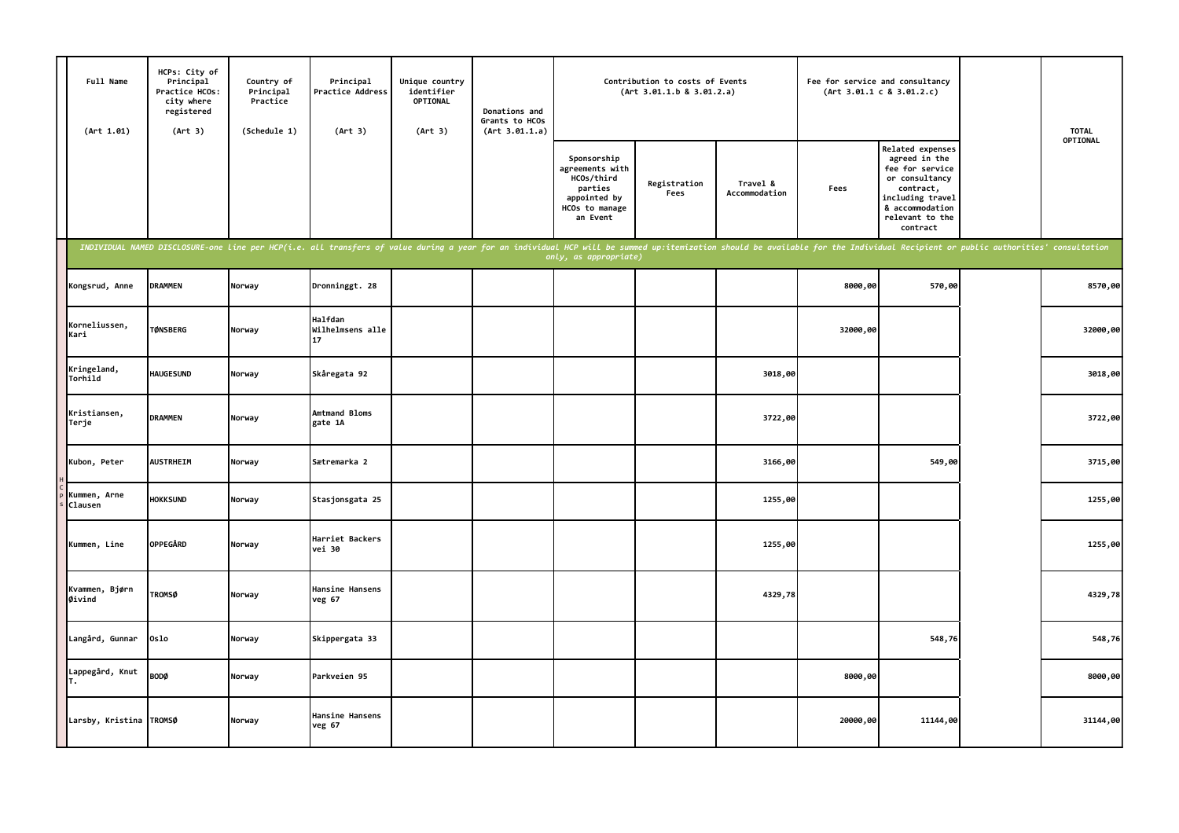| Full Name (Art 1.01) | HCPs: City of Principal Practice HCOs: city where registered (Art 3) | Country of Principal Practice (Schedule 1) | Principal Practice Address (Art 3) | Unique country identifier OPTIONAL (Art 3) | Donations and Grants to HCOs (Art 3.01.1.a) | Contribution to costs of Events (Art 3.01.1.b & 3.01.2.a) | | | Fee for service and consultancy (Art 3.01.1 c & 3.01.2.c) | | | TOTAL OPTIONAL |
|---|---|---|---|---|---|---|---|---|---|---|---|---|
| | | | | | | Sponsorship agreements with HCOs/third parties appointed by HCOs to manage an Event | Registration Fees | Travel & Accommodation | Fees | Related expenses agreed in the fee for service or consultancy contract, including travel & accommodation relevant to the contract | | |
| *INDIVIDUAL NAMED DISCLOSURE-one line per HCP(i.e. all transfers of value during a year for an individual HCP will be summed up:itemization should be available for the Individual Recipient or public authorities' consultation only, as appropriate)* | | | | | | | | | | | | |
| Kongsrud, Anne | DRAMMEN | Norway | Dronninggt. 28 | | | | | | 8000,00 | 570,00 | | 8570,00 |
| Korneliussen, Kari | TØNSBERG | Norway | Halfdan Wilhelmsens alle 17 | | | | | | 32000,00 | | | 32000,00 |
| Kringeland, Torhild | HAUGESUND | Norway | Skåregata 92 | | | | | 3018,00 | | | | 3018,00 |
| Kristiansen, Terje | DRAMMEN | Norway | Amtmand Bloms gate 1A | | | | | 3722,00 | | | | 3722,00 |
| Kubon, Peter | AUSTRHEIM | Norway | Sætremarka 2 | | | | | 3166,00 | | 549,00 | | 3715,00 |
| Kummen, Arne Clausen | HOKKSUND | Norway | Stasjonsgata 25 | | | | | 1255,00 | | | | 1255,00 |
| Kummen, Line | OPPEGÅRD | Norway | Harriet Backers vei 30 | | | | | 1255,00 | | | | 1255,00 |
| Kvammen, Bjørn Øivind | TROMSØ | Norway | Hansine Hansens veg 67 | | | | | 4329,78 | | | | 4329,78 |
| Langård, Gunnar | Oslo | Norway | Skippergata 33 | | | | | | | 548,76 | | 548,76 |
| Lappegård, Knut T. | BODØ | Norway | Parkveien 95 | | | | | | 8000,00 | | | 8000,00 |
| Larsby, Kristina | TROMSØ | Norway | Hansine Hansens veg 67 | | | | | | 20000,00 | 11144,00 | | 31144,00 |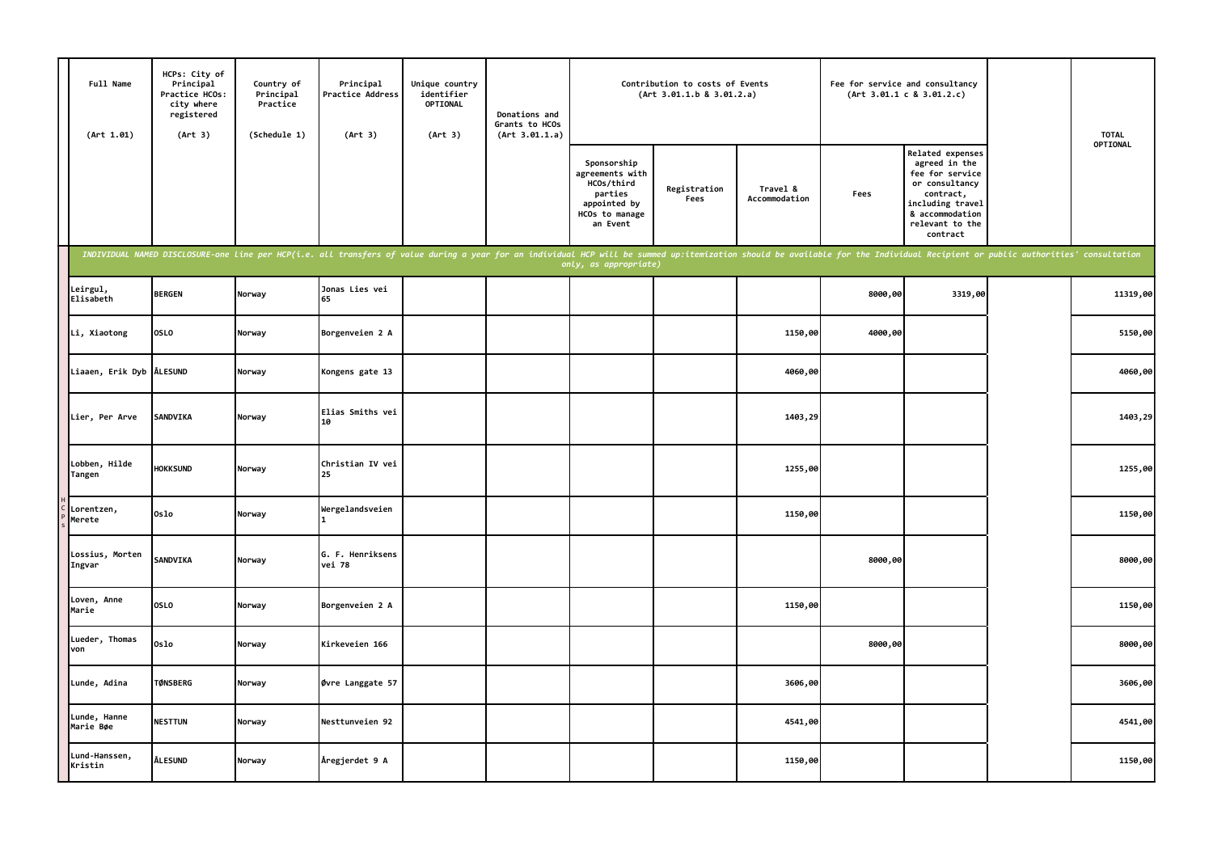| Full Name (Art 1.01) | HCPs: City of Principal Practice HCOs: city where registered (Art 3) | Country of Principal Practice (Schedule 1) | Principal Practice Address (Art 3) | Unique country identifier OPTIONAL (Art 3) | Donations and Grants to HCOs (Art 3.01.1.a) | Contribution to costs of Events (Art 3.01.1.b & 3.01.2.a) | | | Fee for service and consultancy (Art 3.01.1 c & 3.01.2.c) | | | TOTAL OPTIONAL |
|---|---|---|---|---|---|---|---|---|---|---|---|---|
| | | | | | | Sponsorship agreements with HCOs/third parties appointed by HCOs to manage an Event | Registration Fees | Travel & Accommodation | Fees | Related expenses agreed in the fee for service or consultancy contract, including travel & accommodation relevant to the contract | | |
| *INDIVIDUAL NAMED DISCLOSURE-one line per HCP(i.e. all transfers of value during a year for an individual HCP will be summed up:itemization should be available for the Individual Recipient or public authorities' consultation only, as appropriate)* | | | | | | | | | | | | |
| Leirgul, Elisabeth | BERGEN | Norway | Jonas Lies vei 65 | | | | | | 8000,00 | 3319,00 | | 11319,00 |
| Li, Xiaotong | OSLO | Norway | Borgenveien 2 A | | | | | 1150,00 | 4000,00 | | | 5150,00 |
| Liaaen, Erik Dyb | ÅLESUND | Norway | Kongens gate 13 | | | | | 4060,00 | | | | 4060,00 |
| Lier, Per Arve | SANDVIKA | Norway | Elias Smiths vei 10 | | | | | 1403,29 | | | | 1403,29 |
| Lobben, Hilde Tangen | HOKKSUND | Norway | Christian IV vei 25 | | | | | 1255,00 | | | | 1255,00 |
| Lorentzen, Merete | Oslo | Norway | Wergelandsveien 1 | | | | | 1150,00 | | | | 1150,00 |
| Lossius, Morten Ingvar | SANDVIKA | Norway | G. F. Henriksens vei 78 | | | | | | 8000,00 | | | 8000,00 |
| Loven, Anne Marie | OSLO | Norway | Borgenveien 2 A | | | | | 1150,00 | | | | 1150,00 |
| Lueder, Thomas von | Oslo | Norway | Kirkeveien 166 | | | | | | 8000,00 | | | 8000,00 |
| Lunde, Adina | TØNSBERG | Norway | Øvre Langgate 57 | | | | | 3606,00 | | | | 3606,00 |
| Lunde, Hanne Marie Bøe | NESTTUN | Norway | Nesttunveien 92 | | | | | 4541,00 | | | | 4541,00 |
| Lund-Hanssen, Kristin | ÅLESUND | Norway | Åregjerdet 9 A | | | | | 1150,00 | | | | 1150,00 |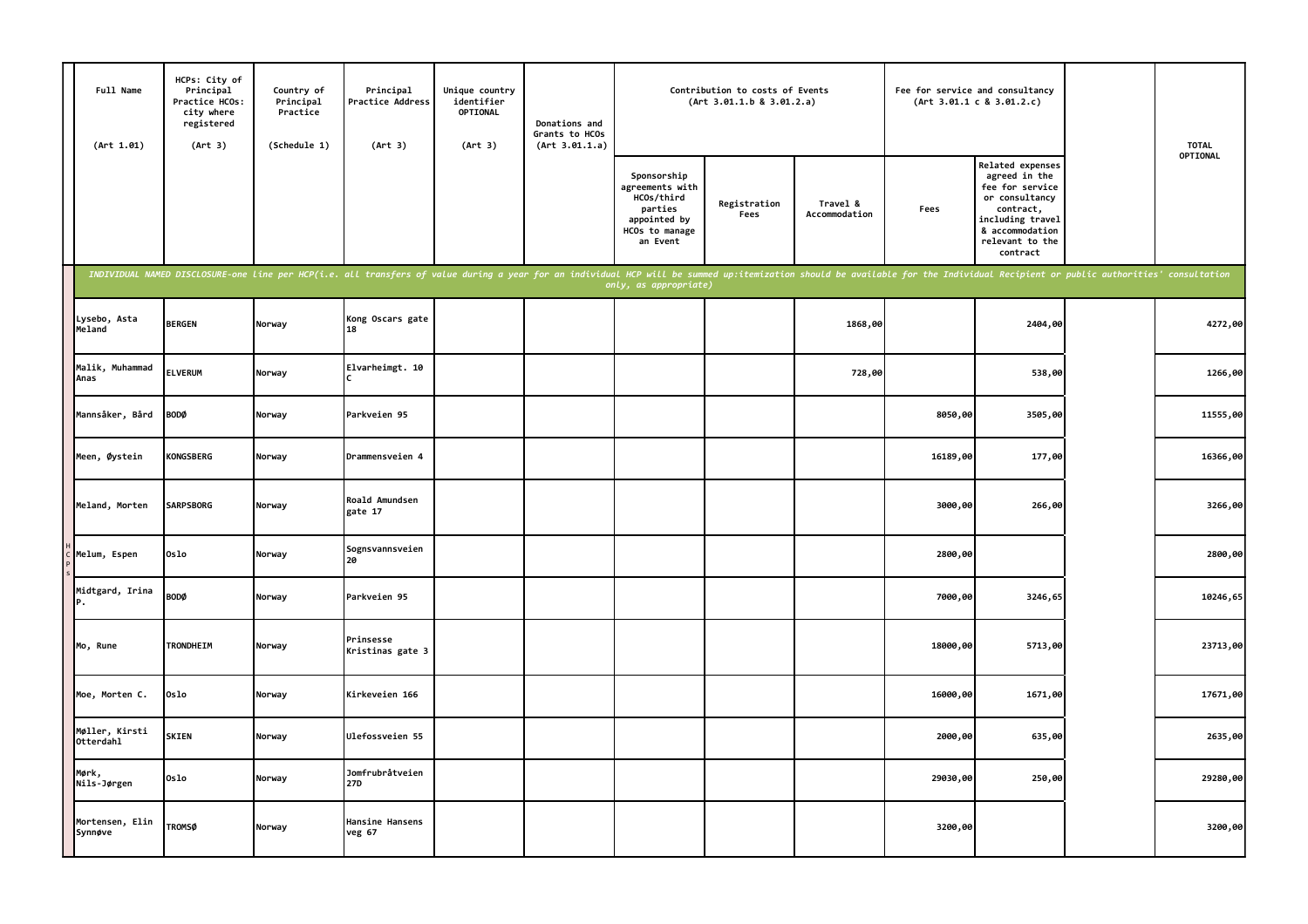| Full Name (Art 1.01) | HCPs: City of Principal Practice HCOs: city where registered (Art 3) | Country of Principal Practice (Schedule 1) | Principal Practice Address (Art 3) | Unique country identifier OPTIONAL (Art 3) | Donations and Grants to HCOs (Art 3.01.1.a) | Contribution to costs of Events (Art 3.01.1.b & 3.01.2.a) | | | Fee for service and consultancy (Art 3.01.1 c & 3.01.2.c) | | | TOTAL OPTIONAL |
|---|---|---|---|---|---|---|---|---|---|---|---|---|
| | | | | | | Sponsorship agreements with HCOs/third parties appointed by HCOs to manage an Event | Registration Fees | Travel & Accommodation | Fees | Related expenses agreed in the fee for service or consultancy contract, including travel & accommodation relevant to the contract | | |
| *INDIVIDUAL NAMED DISCLOSURE-one line per HCP(i.e. all transfers of value during a year for an individual HCP will be summed up:itemization should be available for the Individual Recipient or public authorities' consultation only, as appropriate)* | | | | | | | | | | | | |
| Lysebo, Asta Meland | BERGEN | Norway | Kong Oscars gate 18 | | | | | 1868,00 | | 2404,00 | | 4272,00 |
| Malik, Muhammad Anas | ELVERUM | Norway | Elvarheimgt. 10 C | | | | | 728,00 | | 538,00 | | 1266,00 |
| Mannsåker, Bård | BODØ | Norway | Parkveien 95 | | | | | | 8050,00 | 3505,00 | | 11555,00 |
| Meen, Øystein | KONGSBERG | Norway | Drammensveien 4 | | | | | | 16189,00 | 177,00 | | 16366,00 |
| Meland, Morten | SARPSBORG | Norway | Roald Amundsen gate 17 | | | | | | 3000,00 | 266,00 | | 3266,00 |
| Melum, Espen | Oslo | Norway | Sognsvannsveien 20 | | | | | | 2800,00 | | | 2800,00 |
| Midtgard, Irina P. | BODØ | Norway | Parkveien 95 | | | | | | 7000,00 | 3246,65 | | 10246,65 |
| Mo, Rune | TRONDHEIM | Norway | Prinsesse Kristinas gate 3 | | | | | | 18000,00 | 5713,00 | | 23713,00 |
| Moe, Morten C. | Oslo | Norway | Kirkeveien 166 | | | | | | 16000,00 | 1671,00 | | 17671,00 |
| Møller, Kirsti Otterdahl | SKIEN | Norway | Ulefossveien 55 | | | | | | 2000,00 | 635,00 | | 2635,00 |
| Mørk, Nils-Jørgen | Oslo | Norway | Jomfrubråtveien 27D | | | | | | 29030,00 | 250,00 | | 29280,00 |
| Mortensen, Elin Synnøve | TROMSØ | Norway | Hansine Hansens veg 67 | | | | | | 3200,00 | | | 3200,00 |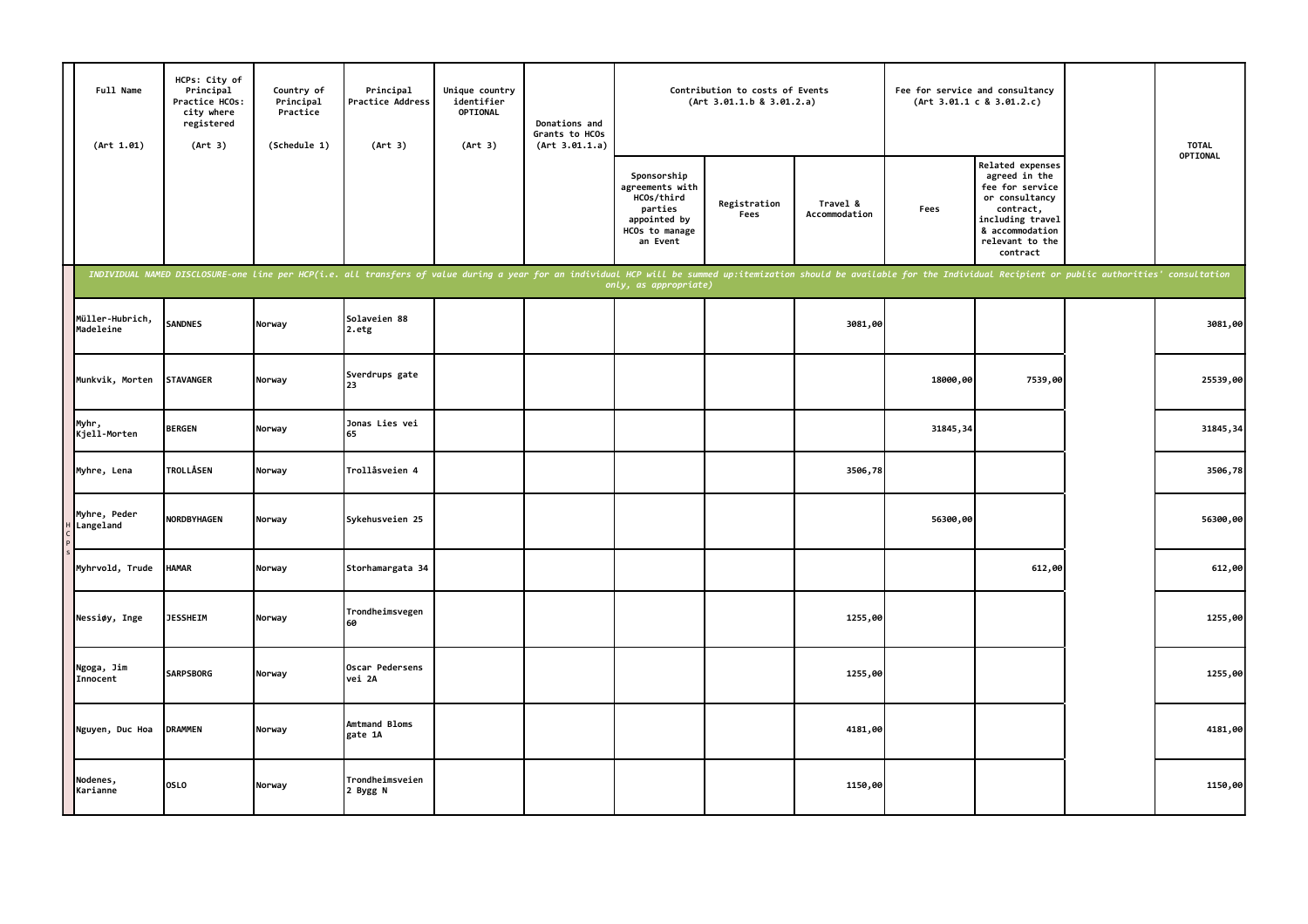| Full Name (Art 1.01) | HCPs: City of Principal Practice HCOs: city where registered (Art 3) | Country of Principal Practice (Schedule 1) | Principal Practice Address (Art 3) | Unique country identifier OPTIONAL (Art 3) | Donations and Grants to HCOs (Art 3.01.1.a) | Contribution to costs of Events (Art 3.01.1.b & 3.01.2.a) | | | Fee for service and consultancy (Art 3.01.1 c & 3.01.2.c) | | | TOTAL OPTIONAL |
|---|---|---|---|---|---|---|---|---|---|---|---|---|
| | | | | | | Sponsorship agreements with HCOs/third parties appointed by HCOs to manage an Event | Registration Fees | Travel & Accommodation | Fees | Related expenses agreed in the fee for service or consultancy contract, including travel & accommodation relevant to the contract | | |
| *INDIVIDUAL NAMED DISCLOSURE-one line per HCP(i.e. all transfers of value during a year for an individual HCP will be summed up:itemization should be available for the Individual Recipient or public authorities' consultation only, as appropriate)* | | | | | | | | | | | | |
| Müller-Hubrich, Madeleine | SANDNES | Norway | Solaveien 88 2.etg | | | | | 3081,00 | | | | 3081,00 |
| Munkvik, Morten | STAVANGER | Norway | Sverdrups gate 23 | | | | | | 18000,00 | 7539,00 | | 25539,00 |
| Myhr, Kjell-Morten | BERGEN | Norway | Jonas Lies vei 65 | | | | | | 31845,34 | | | 31845,34 |
| Myhre, Lena | TROLLÅSEN | Norway | Trollåsveien 4 | | | | | 3506,78 | | | | 3506,78 |
| Myhre, Peder Langeland | NORDBYHAGEN | Norway | Sykehusveien 25 | | | | | | 56300,00 | | | 56300,00 |
| Myhrvold, Trude | HAMAR | Norway | Storhamargata 34 | | | | | | | 612,00 | | 612,00 |
| Nessiøy, Inge | JESSHEIM | Norway | Trondheimsvegen 60 | | | | | 1255,00 | | | | 1255,00 |
| Ngoga, Jim Innocent | SARPSBORG | Norway | Oscar Pedersens vei 2A | | | | | 1255,00 | | | | 1255,00 |
| Nguyen, Duc Hoa | DRAMMEN | Norway | Amtmand Bloms gate 1A | | | | | 4181,00 | | | | 4181,00 |
| Nodenes, Karianne | OSLO | Norway | Trondheimsveien 2 Bygg N | | | | | 1150,00 | | | | 1150,00 |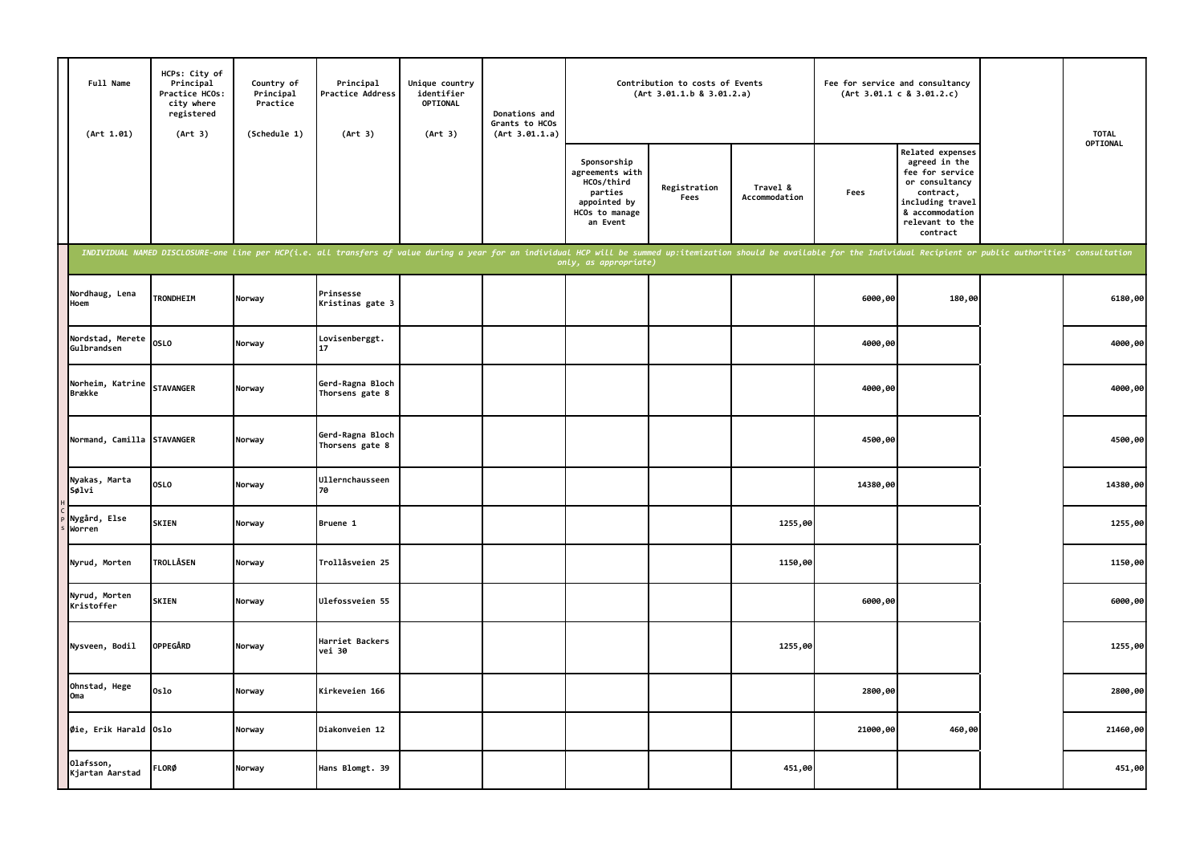| Full Name (Art 1.01) | HCPs: City of Principal Practice HCOs: city where registered (Art 3) | Country of Principal Practice (Schedule 1) | Principal Practice Address (Art 3) | Unique country identifier OPTIONAL (Art 3) | Donations and Grants to HCOs (Art 3.01.1.a) | Contribution to costs of Events (Art 3.01.1.b & 3.01.2.a) | | | Fee for service and consultancy (Art 3.01.1 c & 3.01.2.c) | | | TOTAL OPTIONAL |
|---|---|---|---|---|---|---|---|---|---|---|---|---|
| | | | | | | Sponsorship agreements with HCOs/third parties appointed by HCOs to manage an Event | Registration Fees | Travel & Accommodation | Fees | Related expenses agreed in the fee for service or consultancy contract, including travel & accommodation relevant to the contract | | |
| *INDIVIDUAL NAMED DISCLOSURE-one line per HCP(i.e. all transfers of value during a year for an individual HCP will be summed up:itemization should be available for the Individual Recipient or public authorities' consultation only, as appropriate)* | | | | | | | | | | | | |
| Nordhaug, Lena Hoem | TRONDHEIM | Norway | Prinsesse Kristinas gate 3 | | | | | | 6000,00 | 180,00 | | 6180,00 |
| Nordstad, Merete Gulbrandsen | OSLO | Norway | Lovisenberggt. 17 | | | | | | 4000,00 | | | 4000,00 |
| Norheim, Katrine Brække | STAVANGER | Norway | Gerd-Ragna Bloch Thorsens gate 8 | | | | | | 4000,00 | | | 4000,00 |
| Normand, Camilla | STAVANGER | Norway | Gerd-Ragna Bloch Thorsens gate 8 | | | | | | 4500,00 | | | 4500,00 |
| Nyakas, Marta Sølvi | OSLO | Norway | Ullernchausseen 70 | | | | | | 14380,00 | | | 14380,00 |
| Nygård, Else Worren | SKIEN | Norway | Bruene 1 | | | | | 1255,00 | | | | 1255,00 |
| Nyrud, Morten | TROLLÅSEN | Norway | Trollåsveien 25 | | | | | 1150,00 | | | | 1150,00 |
| Nyrud, Morten Kristoffer | SKIEN | Norway | Ulefossveien 55 | | | | | | 6000,00 | | | 6000,00 |
| Nysveen, Bodil | OPPEGÅRD | Norway | Harriet Backers vei 30 | | | | | 1255,00 | | | | 1255,00 |
| Ohnstad, Hege Oma | Oslo | Norway | Kirkeveien 166 | | | | | | 2800,00 | | | 2800,00 |
| Øie, Erik Harald | Oslo | Norway | Diakonveien 12 | | | | | | 21000,00 | 460,00 | | 21460,00 |
| Olafsson, Kjartan Aarstad | FLORØ | Norway | Hans Blomgt. 39 | | | | | 451,00 | | | | 451,00 |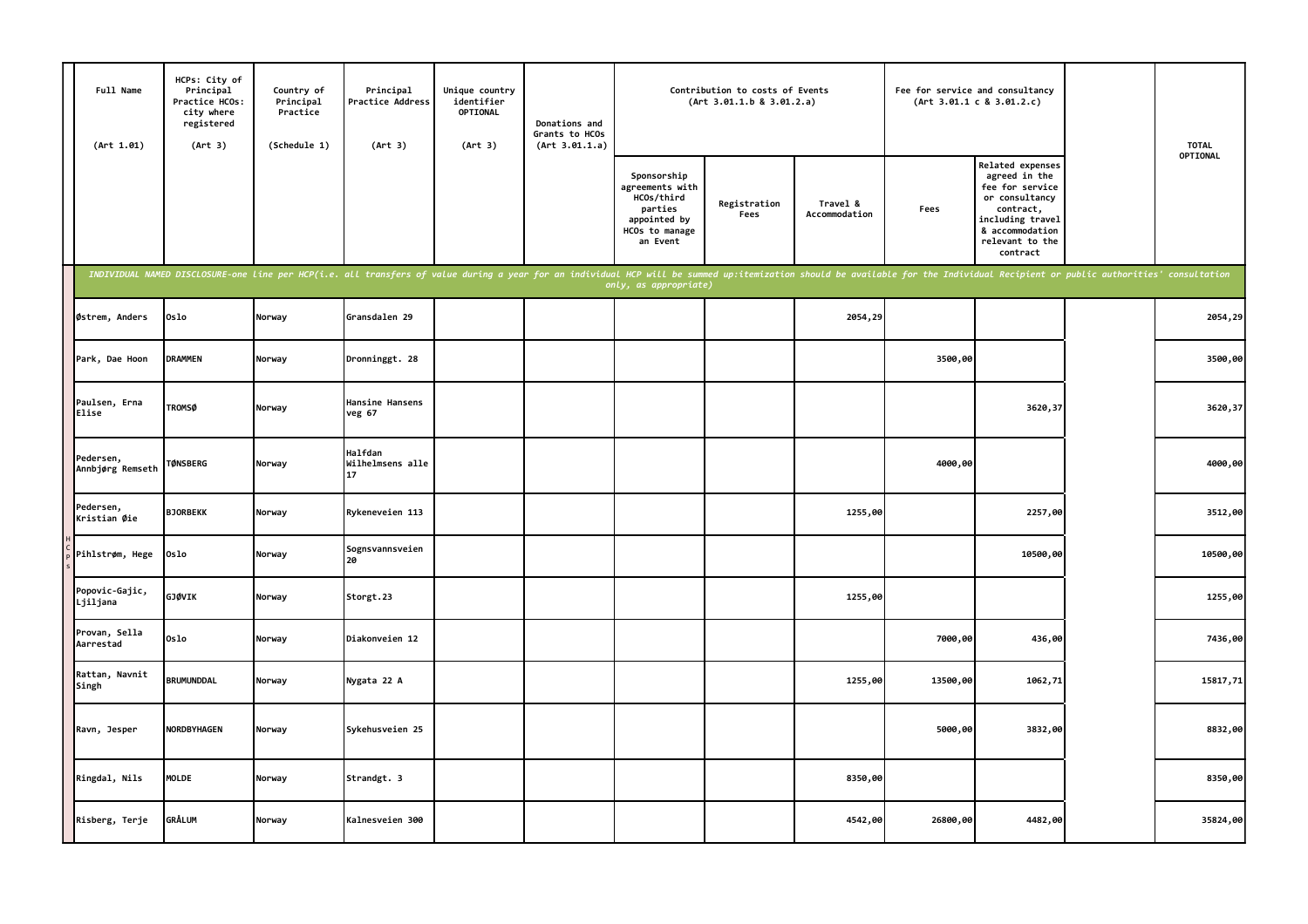| Full Name (Art 1.01) | HCPs: City of Principal Practice HCOs: city where registered (Art 3) | Country of Principal Practice (Schedule 1) | Principal Practice Address (Art 3) | Unique country identifier OPTIONAL (Art 3) | Donations and Grants to HCOs (Art 3.01.1.a) | Contribution to costs of Events (Art 3.01.1.b & 3.01.2.a) | | | Fee for service and consultancy (Art 3.01.1 c & 3.01.2.c) | | | TOTAL OPTIONAL |
|---|---|---|---|---|---|---|---|---|---|---|---|---|
| | | | | | | Sponsorship agreements with HCOs/third parties appointed by HCOs to manage an Event | Registration Fees | Travel & Accommodation | Fees | Related expenses agreed in the fee for service or consultancy contract, including travel & accommodation relevant to the contract | | |
| *INDIVIDUAL NAMED DISCLOSURE-one line per HCP(i.e. all transfers of value during a year for an individual HCP will be summed up:itemization should be available for the Individual Recipient or public authorities' consultation only, as appropriate)* | | | | | | | | | | | | |
| Østrem, Anders | Oslo | Norway | Gransdalen 29 | | | | | 2054,29 | | | | 2054,29 |
| Park, Dae Hoon | DRAMMEN | Norway | Dronningt. 28 | | | | | | 3500,00 | | | 3500,00 |
| Paulsen, Erna Elise | TROMSØ | Norway | Hansine Hansens veg 67 | | | | | | | 3620,37 | | 3620,37 |
| Pedersen, Annbjørg Remseth | TØNSBERG | Norway | Halfdan Wilhelmsens alle 17 | | | | | | 4000,00 | | | 4000,00 |
| Pedersen, Kristian Øie | BJORBEKK | Norway | Rykeneveien 113 | | | | | 1255,00 | | 2257,00 | | 3512,00 |
| Pihlstrøm, Hege | Oslo | Norway | Sognsvannsveien 20 | | | | | | | 10500,00 | | 10500,00 |
| Popovic-Gajic, Ljiljana | GJØVIK | Norway | Storgt.23 | | | | | 1255,00 | | | | 1255,00 |
| Provan, Sella Aarrestad | Oslo | Norway | Diakonveien 12 | | | | | | 7000,00 | 436,00 | | 7436,00 |
| Rattan, Navnit Singh | BRUMUNDDAL | Norway | Nygata 22 A | | | | | 1255,00 | 13500,00 | 1062,71 | | 15817,71 |
| Ravn, Jesper | NORDBYHAGEN | Norway | Sykehusveien 25 | | | | | | 5000,00 | 3832,00 | | 8832,00 |
| Ringdal, Nils | MOLDE | Norway | Strandgt. 3 | | | | | 8350,00 | | | | 8350,00 |
| Risberg, Terje | GRÅLUM | Norway | Kalnesveien 300 | | | | | 4542,00 | 26800,00 | 4482,00 | | 35824,00 |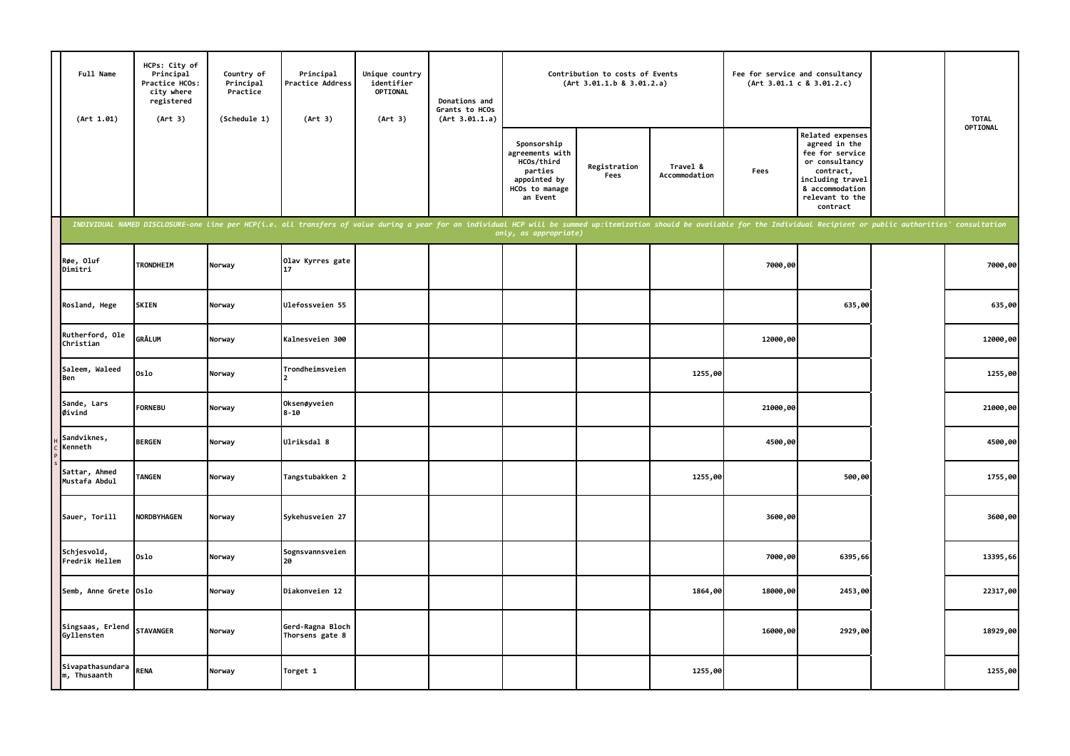| Full Name (Art 1.01) | HCPs: City of Principal Practice HCOs: city where registered (Art 3) | Country of Principal Practice (Schedule 1) | Principal Practice Address (Art 3) | Unique country identifier OPTIONAL (Art 3) | Donations and Grants to HCOs (Art 3.01.1.a) | Contribution to costs of Events (Art 3.01.1.b & 3.01.2.a) | | | Fee for service and consultancy (Art 3.01.1 c & 3.01.2.c) | | | TOTAL OPTIONAL |
|---|---|---|---|---|---|---|---|---|---|---|---|---|
| | | | | | | Sponsorship agreements with HCOs/third parties appointed by HCOs to manage an Event | Registration Fees | Travel & Accommodation | Fees | Related expenses agreed in the fee for service or consultancy contract, including travel & accommodation relevant to the contract | | |
| *INDIVIDUAL NAMED DISCLOSURE-one line per HCP(i.e. all transfers of value during a year for an individual HCP will be summed up:itemization should be available for the Individual Recipient or public authorities' consultation only, as appropriate)* | | | | | | | | | | | | |
| Røe, Oluf Dimitri | TRONDHEIM | Norway | Olav Kyrres gate 17 | | | | | | 7000,00 | | | 7000,00 |
| Rosland, Hege | SKIEN | Norway | Ulefossveien 55 | | | | | | | 635,00 | | 635,00 |
| Rutherford, Ole Christian | GRÅLUM | Norway | Kalnesveien 300 | | | | | | 12000,00 | | | 12000,00 |
| Saleem, Waleed Ben | Oslo | Norway | Trondheimsveien 2 | | | | | 1255,00 | | | | 1255,00 |
| Sande, Lars Øivind | FORNEBU | Norway | Oksenøyveien 8-10 | | | | | | 21000,00 | | | 21000,00 |
| Sandviknes, Kenneth | BERGEN | Norway | Ulriksdal 8 | | | | | | 4500,00 | | | 4500,00 |
| Sattar, Ahmed Mustafa Abdul | TANGEN | Norway | Tangstubakken 2 | | | | | 1255,00 | | 500,00 | | 1755,00 |
| Sauer, Torill | NORDBYHAGEN | Norway | Sykehusveien 27 | | | | | | 3600,00 | | | 3600,00 |
| Schjesvold, Fredrik Hellem | Oslo | Norway | Sognsvannsveien 20 | | | | | | 7000,00 | 6395,66 | | 13395,66 |
| Semb, Anne Grete | Oslo | Norway | Diakonveien 12 | | | | | 1864,00 | 18000,00 | 2453,00 | | 22317,00 |
| Singsaas, Erlend Gyllensten | STAVANGER | Norway | Gerd-Ragna Bloch Thorsens gate 8 | | | | | | 16000,00 | 2929,00 | | 18929,00 |
| Sivapathasundaram, Thusaanth | RENA | Norway | Torget 1 | | | | | 1255,00 | | | | 1255,00 |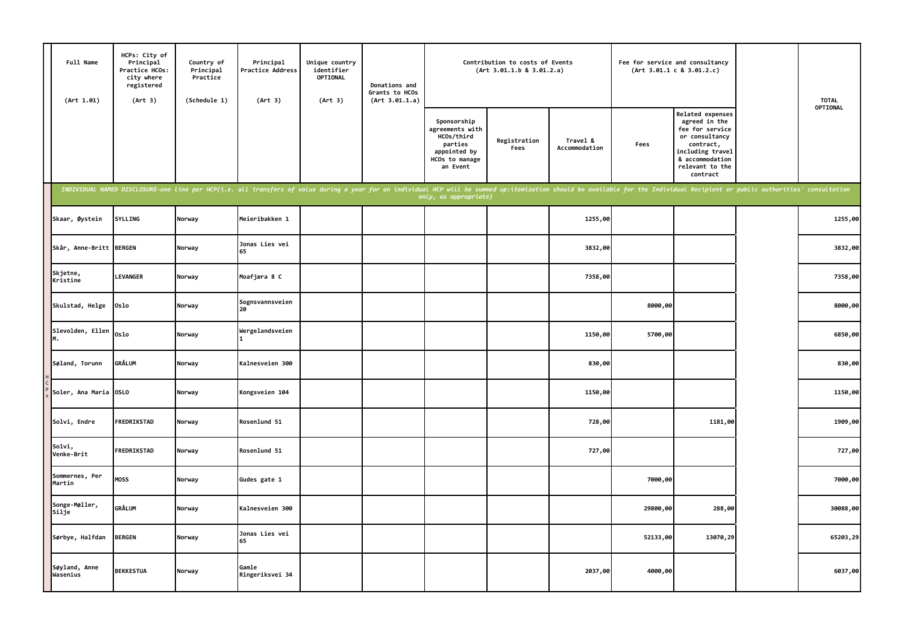| Full Name (Art 1.01) | HCPs: City of Principal Practice HCOs: city where registered (Art 3) | Country of Principal Practice (Schedule 1) | Principal Practice Address (Art 3) | Unique country identifier OPTIONAL (Art 3) | Donations and Grants to HCOs (Art 3.01.1.a) | Contribution to costs of Events (Art 3.01.1.b & 3.01.2.a) | | | Fee for service and consultancy (Art 3.01.1 c & 3.01.2.c) | | | TOTAL OPTIONAL |
|---|---|---|---|---|---|---|---|---|---|---|---|---|
| | | | | | | Sponsorship agreements with HCOs/third parties appointed by HCOs to manage an Event | Registration Fees | Travel & Accommodation | Fees | Related expenses agreed in the fee for service or consultancy contract, including travel & accommodation relevant to the contract | | |
| *INDIVIDUAL NAMED DISCLOSURE-one line per HCP(i.e. all transfers of value during a year for an individual HCP will be summed up:itemization should be available for the Individual Recipient or public authorities' consultation only, as appropriate)* | | | | | | | | | | | | |
| Skaar, Øystein | SYLLING | Norway | Meieribakken 1 | | | | | 1255,00 | | | | 1255,00 |
| Skår, Anne-Britt | BERGEN | Norway | Jonas Lies vei 65 | | | | | 3832,00 | | | | 3832,00 |
| Skjetne, Kristine | LEVANGER | Norway | Moafjæra 8 C | | | | | 7358,00 | | | | 7358,00 |
| Skulstad, Helge | Oslo | Norway | Sognsvannsveien 20 | | | | | | 8000,00 | | | 8000,00 |
| Slevolden, Ellen M. | Oslo | Norway | Wergelandsveien 1 | | | | | 1150,00 | 5700,00 | | | 6850,00 |
| Søland, Torunn | GRÅLUM | Norway | Kalnesveien 300 | | | | | 830,00 | | | | 830,00 |
| Soler, Ana Maria | OSLO | Norway | Kongsveien 104 | | | | | 1150,00 | | | | 1150,00 |
| Solvi, Endre | FREDRIKSTAD | Norway | Rosenlund 51 | | | | | 728,00 | | 1181,00 | | 1909,00 |
| Solvi, Venke-Brit | FREDRIKSTAD | Norway | Rosenlund 51 | | | | | 727,00 | | | | 727,00 |
| Sommernes, Per Martin | MOSS | Norway | Gudes gate 1 | | | | | | 7000,00 | | | 7000,00 |
| Songe-Møller, Silje | GRÅLUM | Norway | Kalnesveien 300 | | | | | | 29800,00 | 288,00 | | 30088,00 |
| Sørbye, Halfdan | BERGEN | Norway | Jonas Lies vei 65 | | | | | | 52133,00 | 13070,29 | | 65203,29 |
| Søyland, Anne Wasenius | BEKKESTUA | Norway | Gamle Ringeriksvei 34 | | | | | 2037,00 | 4000,00 | | | 6037,00 |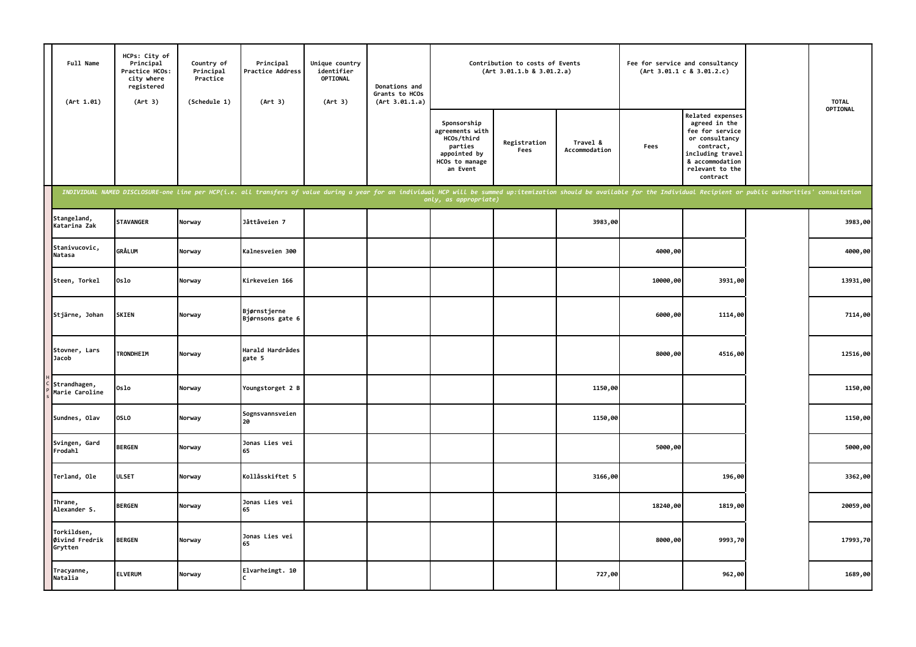| Full Name (Art 1.01) | HCPs: City of Principal Practice HCOs: city where registered (Art 3) | Country of Principal Practice (Schedule 1) | Principal Practice Address (Art 3) | Unique country identifier OPTIONAL (Art 3) | Donations and Grants to HCOs (Art 3.01.1.a) | Contribution to costs of Events (Art 3.01.1.b & 3.01.2.a) | | | Fee for service and consultancy (Art 3.01.1 c & 3.01.2.c) | | | TOTAL OPTIONAL |
|---|---|---|---|---|---|---|---|---|---|---|---|---|
| | | | | | | Sponsorship agreements with HCOs/third parties appointed by HCOs to manage an Event | Registration Fees | Travel & Accommodation | Fees | Related expenses agreed in the fee for service or consultancy contract, including travel & accommodation relevant to the contract | | |
| *INDIVIDUAL NAMED DISCLOSURE-one line per HCP(i.e. all transfers of value during a year for an individual HCP will be summed up:itemization should be available for the Individual Recipient or public authorities' consultation only, as appropriate)* | | | | | | | | | | | | |
| Stangeland, Katarina Zak | STAVANGER | Norway | Jåttåveien 7 | | | | | 3983,00 | | | | 3983,00 |
| Stanivucovic, Natasa | GRÅLUM | Norway | Kalnesveien 300 | | | | | | 4000,00 | | | 4000,00 |
| Steen, Torkel | Oslo | Norway | Kirkeveien 166 | | | | | | 10000,00 | 3931,00 | | 13931,00 |
| Stjärne, Johan | SKIEN | Norway | Bjørnstjerne Bjørnsons gate 6 | | | | | | 6000,00 | 1114,00 | | 7114,00 |
| Stovner, Lars Jacob | TRONDHEIM | Norway | Harald Hardrådes gate 5 | | | | | | 8000,00 | 4516,00 | | 12516,00 |
| Strandhagen, Marie Caroline | Oslo | Norway | Youngstorget 2 B | | | | | 1150,00 | | | | 1150,00 |
| Sundnes, Olav | OSLO | Norway | Sognsvannsveien 20 | | | | | 1150,00 | | | | 1150,00 |
| Svingen, Gard Frodahl | BERGEN | Norway | Jonas Lies vei 65 | | | | | | 5000,00 | | | 5000,00 |
| Terland, Ole | ULSET | Norway | Kollåsskiftet 5 | | | | | 3166,00 | | 196,00 | | 3362,00 |
| Thrane, Alexander S. | BERGEN | Norway | Jonas Lies vei 65 | | | | | | 18240,00 | 1819,00 | | 20059,00 |
| Torkildsen, Øivind Fredrik Grytten | BERGEN | Norway | Jonas Lies vei 65 | | | | | | 8000,00 | 9993,70 | | 17993,70 |
| Tracyanne, Natalia | ELVERUM | Norway | Elvarheimgt. 10 C | | | | | 727,00 | | 962,00 | | 1689,00 |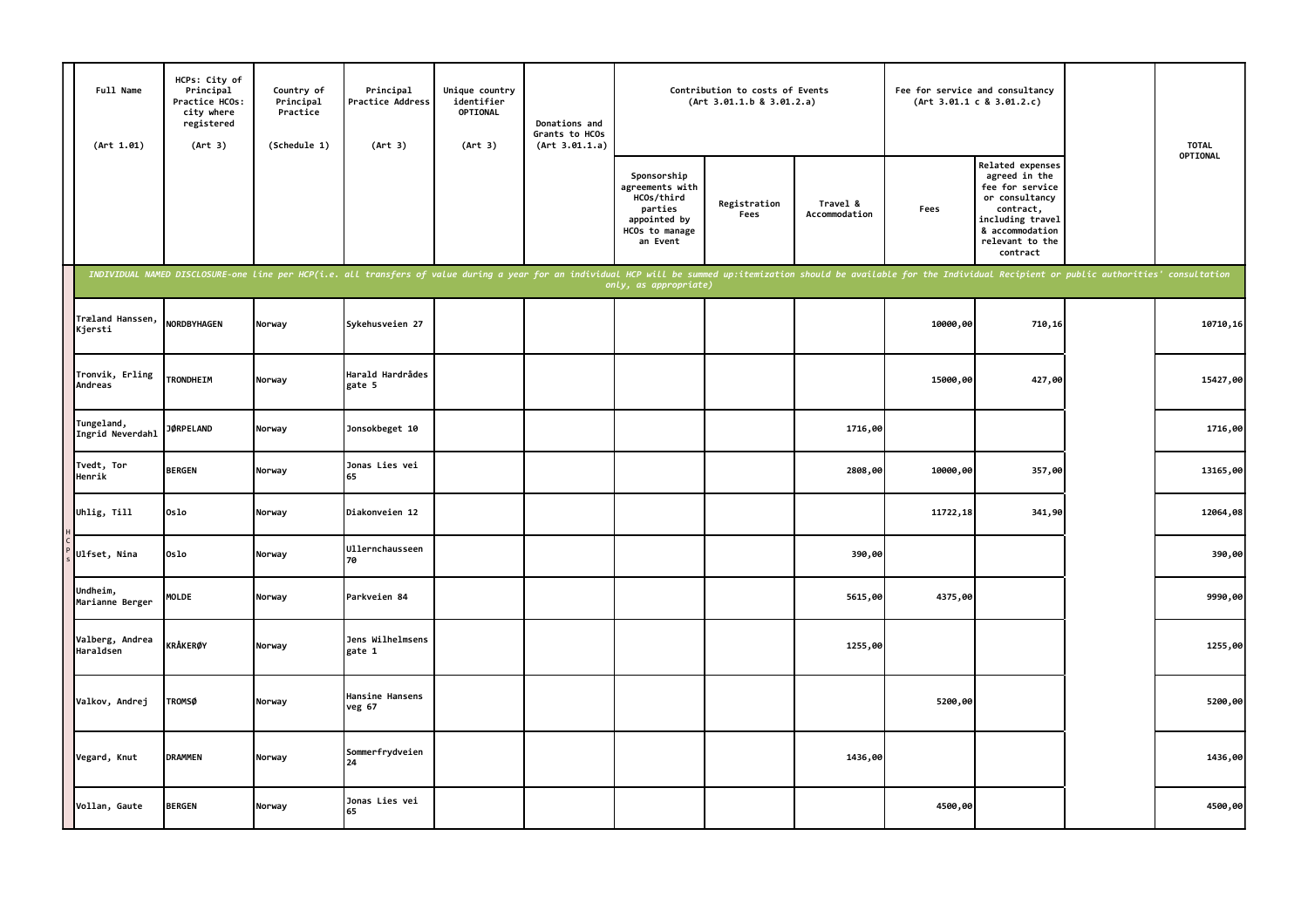| Full Name (Art 1.01) | HCPs: City of Principal Practice HCOs: city where registered (Art 3) | Country of Principal Practice (Schedule 1) | Principal Practice Address (Art 3) | Unique country identifier OPTIONAL (Art 3) | Donations and Grants to HCOs (Art 3.01.1.a) | Contribution to costs of Events (Art 3.01.1.b & 3.01.2.a) | | | Fee for service and consultancy (Art 3.01.1 c & 3.01.2.c) | | | TOTAL OPTIONAL |
|---|---|---|---|---|---|---|---|---|---|---|---|---|
| | | | | | | Sponsorship agreements with HCOs/third parties appointed by HCOs to manage an Event | Registration Fees | Travel & Accommodation | Fees | Related expenses agreed in the fee for service or consultancy contract, including travel & accommodation relevant to the contract | | |
| *INDIVIDUAL NAMED DISCLOSURE-one line per HCP(i.e. all transfers of value during a year for an individual HCP will be summed up:itemization should be available for the Individual Recipient or public authorities' consultation only, as appropriate)* | | | | | | | | | | | | |
| Træland Hanssen, Kjersti | NORDBYHAGEN | Norway | Sykehusveien 27 | | | | | | 10000,00 | 710,16 | | 10710,16 |
| Tronvik, Erling Andreas | TRONDHEIM | Norway | Harald Hardrådes gate 5 | | | | | | 15000,00 | 427,00 | | 15427,00 |
| Tungeland, Ingrid Neverdahl | JØRPELAND | Norway | Jonsokbeget 10 | | | | | 1716,00 | | | | 1716,00 |
| Tvedt, Tor Henrik | BERGEN | Norway | Jonas Lies vei 65 | | | | | 2808,00 | 10000,00 | 357,00 | | 13165,00 |
| Uhlig, Till | Oslo | Norway | Diakonveien 12 | | | | | | 11722,18 | 341,90 | | 12064,08 |
| Ulfset, Nina | Oslo | Norway | Ullernchausseen 70 | | | | | 390,00 | | | | 390,00 |
| Undheim, Marianne Berger | MOLDE | Norway | Parkveien 84 | | | | | 5615,00 | 4375,00 | | | 9990,00 |
| Valberg, Andrea Haraldsen | KRÅKERØY | Norway | Jens Wilhelmsens gate 1 | | | | | 1255,00 | | | | 1255,00 |
| Valkov, Andrej | TROMSØ | Norway | Hansine Hansens veg 67 | | | | | | 5200,00 | | | 5200,00 |
| Vegard, Knut | DRAMMEN | Norway | Sommerfrydveien 24 | | | | | 1436,00 | | | | 1436,00 |
| Vollan, Gaute | BERGEN | Norway | Jonas Lies vei 65 | | | | | | 4500,00 | | | 4500,00 |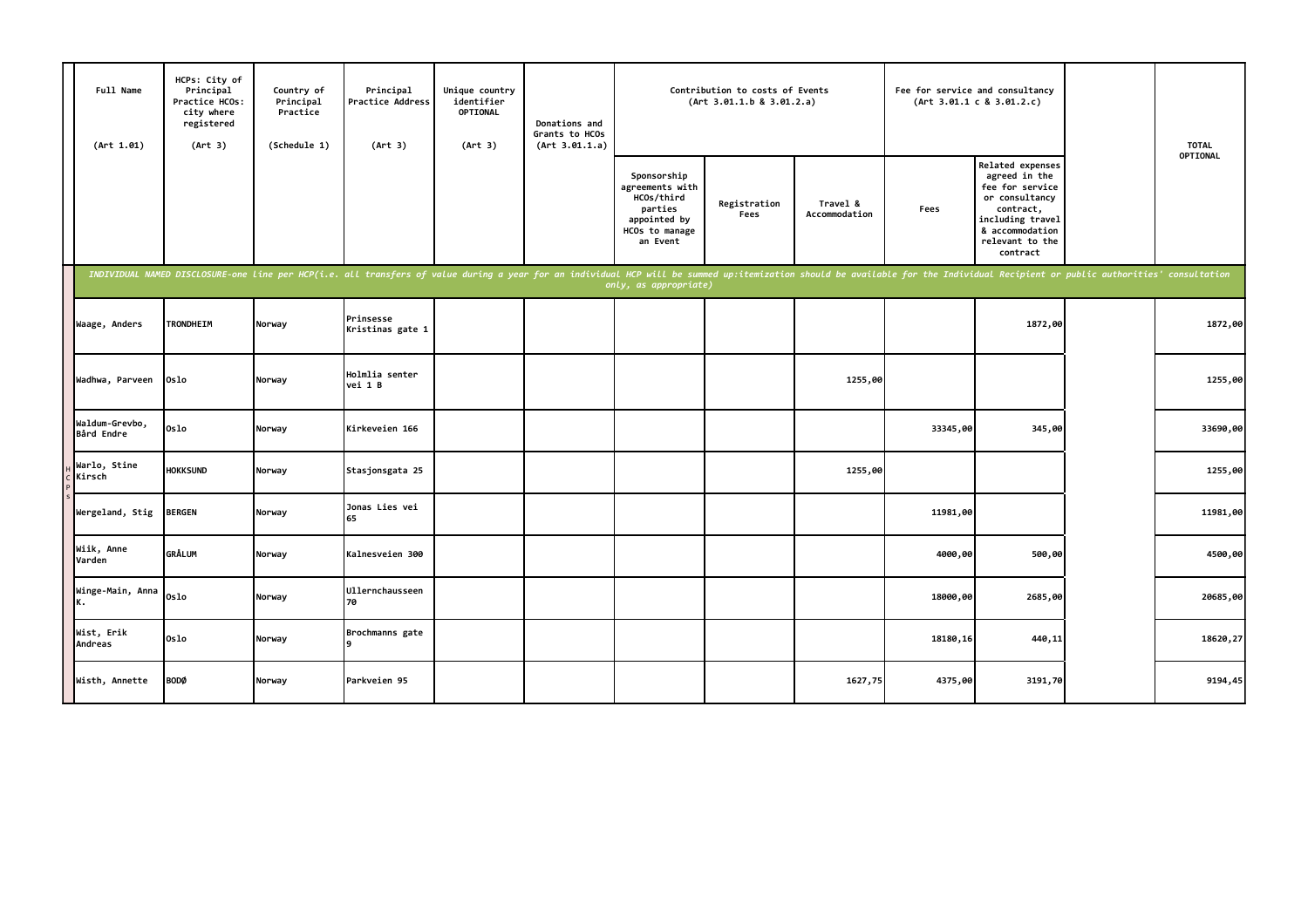| Full Name (Art 1.01) | HCPs: City of Principal Practice HCOs: city where registered (Art 3) | Country of Principal Practice (Schedule 1) | Principal Practice Address (Art 3) | Unique country identifier OPTIONAL (Art 3) | Donations and Grants to HCOs (Art 3.01.1.a) | Contribution to costs of Events (Art 3.01.1.b & 3.01.2.a) | | | Fee for service and consultancy (Art 3.01.1 c & 3.01.2.c) | | | TOTAL OPTIONAL |
|---|---|---|---|---|---|---|---|---|---|---|---|---|
| | | | | | | Sponsorship agreements with HCOs/third parties appointed by HCOs to manage an Event | Registration Fees | Travel & Accommodation | Fees | Related expenses agreed in the fee for service or consultancy contract, including travel & accommodation relevant to the contract | | |
| *INDIVIDUAL NAMED DISCLOSURE-one line per HCP(i.e. all transfers of value during a year for an individual HCP will be summed up:itemization should be available for the Individual Recipient or public authorities' consultation only, as appropriate)* | | | | | | | | | | | | |
| Waage, Anders | TRONDHEIM | Norway | Prinsesse Kristinas gate 1 | | | | | | | 1872,00 | | 1872,00 |
| Wadhwa, Parveen | Oslo | Norway | Holmlia senter vei 1 B | | | | | 1255,00 | | | | 1255,00 |
| Waldum-Grevbo, Bård Endre | Oslo | Norway | Kirkeveien 166 | | | | | | 33345,00 | 345,00 | | 33690,00 |
| Warlo, Stine Kirsch | HOKKSUND | Norway | Stasjonsgata 25 | | | | | 1255,00 | | | | 1255,00 |
| Wergeland, Stig | BERGEN | Norway | Jonas Lies vei 65 | | | | | | 11981,00 | | | 11981,00 |
| Wiik, Anne Varden | GRÅLUM | Norway | Kalnesveien 300 | | | | | | 4000,00 | 500,00 | | 4500,00 |
| Winge-Main, Anna K. | Oslo | Norway | Ullernchausseen 70 | | | | | | 18000,00 | 2685,00 | | 20685,00 |
| Wist, Erik Andreas | Oslo | Norway | Brochmanns gate 9 | | | | | | 18180,16 | 440,11 | | 18620,27 |
| Wisth, Annette | BODØ | Norway | Parkveien 95 | | | | | 1627,75 | 4375,00 | 3191,70 | | 9194,45 |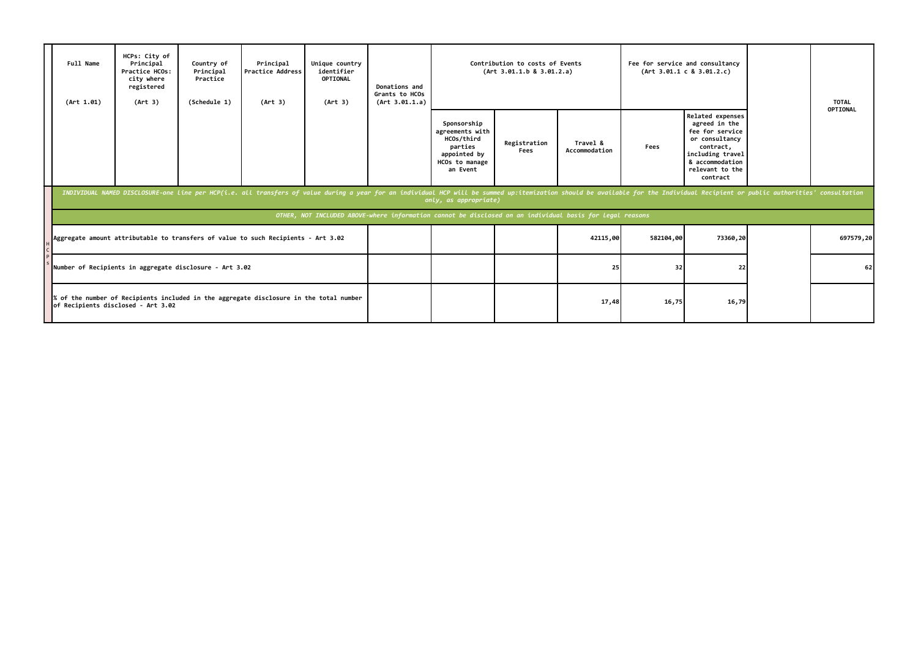| Full Name (Art 1.01) | HCPs: City of Principal Practice HCOs: city where registered (Art 3) | Country of Principal Practice (Schedule 1) | Principal Practice Address (Art 3) | Unique country identifier OPTIONAL (Art 3) | Donations and Grants to HCOs (Art 3.01.1.a) | Contribution to costs of Events (Art 3.01.1.b & 3.01.2.a) | | | Fee for service and consultancy (Art 3.01.1 c & 3.01.2.c) | | | TOTAL OPTIONAL |
|---|---|---|---|---|---|---|---|---|---|---|---|---|
| | | | | | | Sponsorship agreements with HCOs/third parties appointed by HCOs to manage an Event | Registration Fees | Travel & Accommodation | Fees | Related expenses agreed in the fee for service or consultancy contract, including travel & accommodation relevant to the contract | | |
| *INDIVIDUAL NAMED DISCLOSURE-one line per HCP(i.e. all transfers of value during a year for an individual HCP will be summed up:itemization should be available for the Individual Recipient or public authorities' consultation only, as appropriate)* | | | | | | | | | | | | |
| *OTHER, NOT INCLUDED ABOVE-where information cannot be disclosed on an individual basis for legal reasons* | | | | | | | | | | | | |
| HCPs — Aggregate amount attributable to transfers of value to such Recipients - Art 3.02 | | | | | | | 42115,00 | 582104,00 | 73360,20 | | | 697579,20 |
| Number of Recipients in aggregate disclosure - Art 3.02 | | | | | | | 25 | 32 | 22 | | | 62 |
| % of the number of Recipients included in the aggregate disclosure in the total number of Recipients disclosed - Art 3.02 | | | | | | | 17,48 | 16,75 | 16,79 | | | |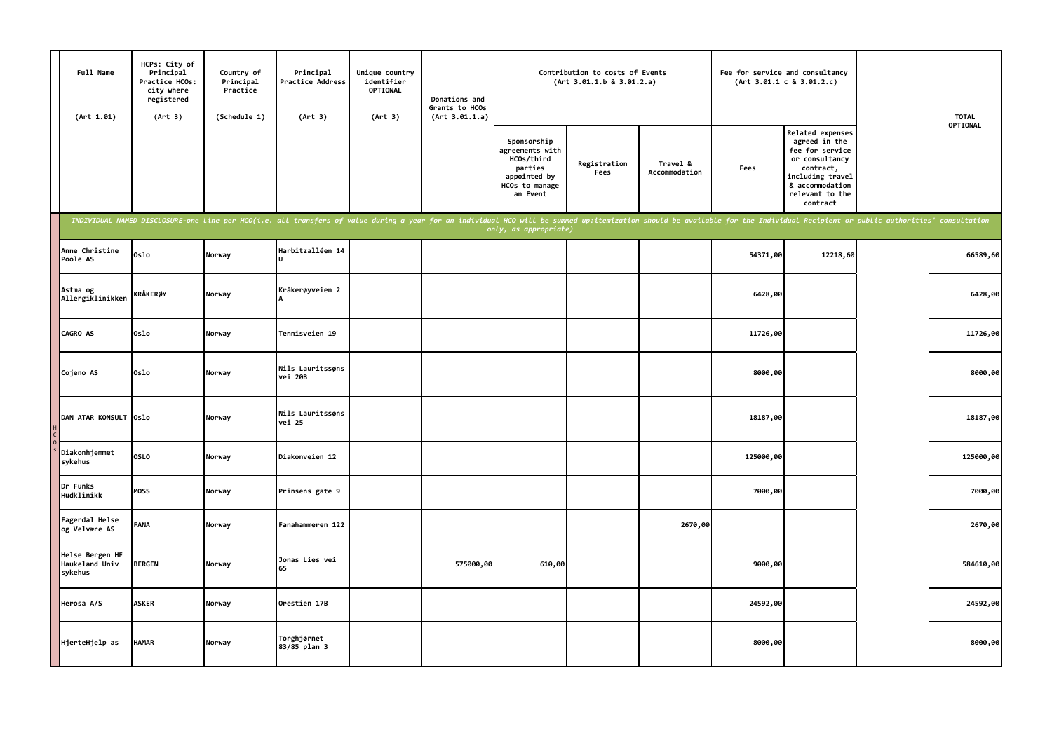| Full Name (Art 1.01) | HCPs: City of Principal Practice HCOs: city where registered (Art 3) | Country of Principal Practice (Schedule 1) | Principal Practice Address (Art 3) | Unique country identifier OPTIONAL (Art 3) | Donations and Grants to HCOs (Art 3.01.1.a) | Contribution to costs of Events (Art 3.01.1.b & 3.01.2.a) | | | Fee for service and consultancy (Art 3.01.1 c & 3.01.2.c) | | | TOTAL OPTIONAL |
|---|---|---|---|---|---|---|---|---|---|---|---|---|
| | | | | | | Sponsorship agreements with HCOs/third parties appointed by HCOs to manage an Event | Registration Fees | Travel & Accommodation | Fees | Related expenses agreed in the fee for service or consultancy contract, including travel & accommodation relevant to the contract | | |
| *INDIVIDUAL NAMED DISCLOSURE-one line per HCO(i.e. all transfers of value during a year for an individual HCO will be summed up:itemization should be available for the Individual Recipient or public authorities' consultation only, as appropriate)* | | | | | | | | | | | | |
| Anne Christine Poole AS | Oslo | Norway | Harbitzalléen 14 U | | | | | | 54371,00 | 12218,60 | | 66589,60 |
| Astma og Allergiklinikken | KRÅKERØY | Norway | Kråkerøyveien 2 A | | | | | | 6428,00 | | | 6428,00 |
| CAGRO AS | Oslo | Norway | Tennisveien 19 | | | | | | 11726,00 | | | 11726,00 |
| Cojeno AS | Oslo | Norway | Nils Lauritssøns vei 20B | | | | | | 8000,00 | | | 8000,00 |
| DAN ATAR KONSULT | Oslo | Norway | Nils Lauritssøns vei 25 | | | | | | 18187,00 | | | 18187,00 |
| Diakonhjemmet sykehus | OSLO | Norway | Diakonveien 12 | | | | | | 125000,00 | | | 125000,00 |
| Dr Funks Hudklinikk | MOSS | Norway | Prinsens gate 9 | | | | | | 7000,00 | | | 7000,00 |
| Fagerdal Helse og Velvære AS | FANA | Norway | Fanahammeren 122 | | | | | 2670,00 | | | | 2670,00 |
| Helse Bergen HF Haukeland Univ sykehus | BERGEN | Norway | Jonas Lies vei 65 | | 575000,00 | 610,00 | | | 9000,00 | | | 584610,00 |
| Herosa A/S | ASKER | Norway | Orestien 17B | | | | | | 24592,00 | | | 24592,00 |
| HjerteHjelp as | HAMAR | Norway | Torghjørnet 83/85 plan 3 | | | | | | 8000,00 | | | 8000,00 |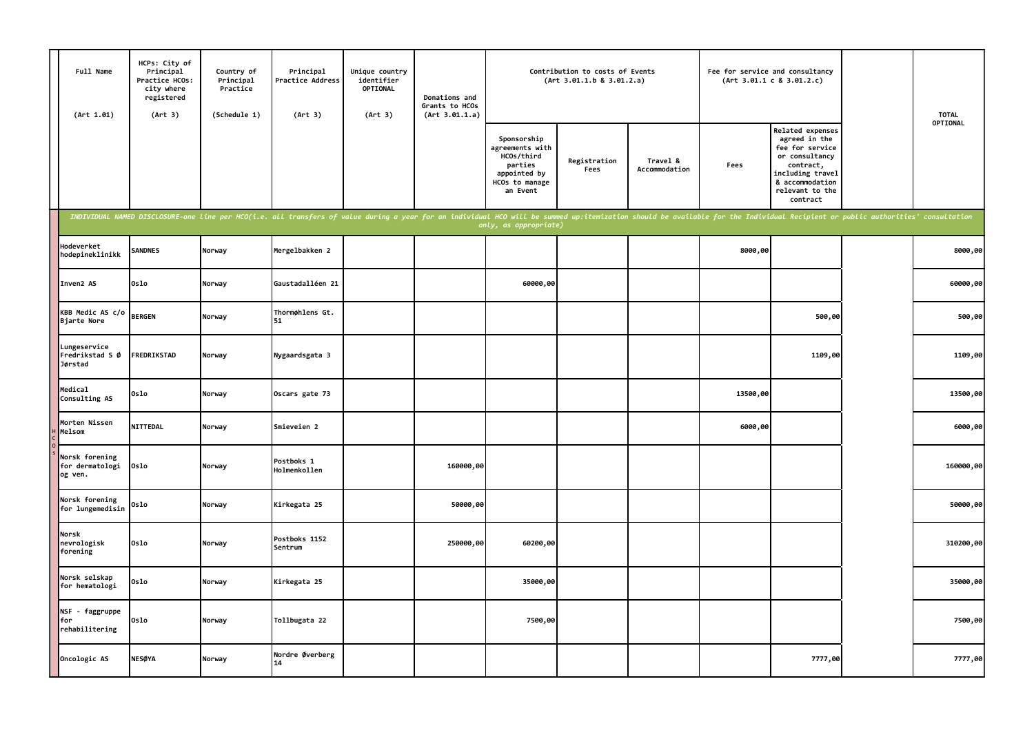| Full Name (Art 1.01) | HCPs: City of Principal Practice HCOs: city where registered (Art 3) | Country of Principal Practice (Schedule 1) | Principal Practice Address (Art 3) | Unique country identifier OPTIONAL (Art 3) | Donations and Grants to HCOs (Art 3.01.1.a) | Contribution to costs of Events (Art 3.01.1.b & 3.01.2.a) | | | Fee for service and consultancy (Art 3.01.1 c & 3.01.2.c) | | | TOTAL OPTIONAL |
|---|---|---|---|---|---|---|---|---|---|---|---|---|
| | | | | | | Sponsorship agreements with HCOs/third parties appointed by HCOs to manage an Event | Registration Fees | Travel & Accommodation | Fees | Related expenses agreed in the fee for service or consultancy contract, including travel & accommodation relevant to the contract | | |
| *INDIVIDUAL NAMED DISCLOSURE-one line per HCO(i.e. all transfers of value during a year for an individual HCO will be summed up:itemization should be available for the Individual Recipient or public authorities' consultation only, as appropriate)* | | | | | | | | | | | | |
| Hodeverket hodepineklinikk | SANDNES | Norway | Mergelbakken 2 | | | | | | 8000,00 | | | 8000,00 |
| Inven2 AS | Oslo | Norway | Gaustadalléen 21 | | | 60000,00 | | | | | | 60000,00 |
| KBB Medic AS c/o Bjarte Nore | BERGEN | Norway | Thormøhlens Gt. 51 | | | | | | | 500,00 | | 500,00 |
| Lungeservice Fredrikstad S Ø Jørstad | FREDRIKSTAD | Norway | Nygaardsgata 3 | | | | | | | 1109,00 | | 1109,00 |
| Medical Consulting AS | Oslo | Norway | Oscars gate 73 | | | | | | 13500,00 | | | 13500,00 |
| Morten Nissen Melsom | NITTEDAL | Norway | Smieveien 2 | | | | | | 6000,00 | | | 6000,00 |
| Norsk forening for dermatologi og ven. | Oslo | Norway | Postboks 1 Holmenkollen | | 160000,00 | | | | | | | 160000,00 |
| Norsk forening for lungemedisin | Oslo | Norway | Kirkegata 25 | | 50000,00 | | | | | | | 50000,00 |
| Norsk nevrologisk forening | Oslo | Norway | Postboks 1152 Sentrum | | 250000,00 | 60200,00 | | | | | | 310200,00 |
| Norsk selskap for hematologi | Oslo | Norway | Kirkegata 25 | | | 35000,00 | | | | | | 35000,00 |
| NSF - faggruppe for rehabilitering | Oslo | Norway | Tollbugata 22 | | | 7500,00 | | | | | | 7500,00 |
| Oncologic AS | NESØYA | Norway | Nordre Øverberg 14 | | | | | | | 7777,00 | | 7777,00 |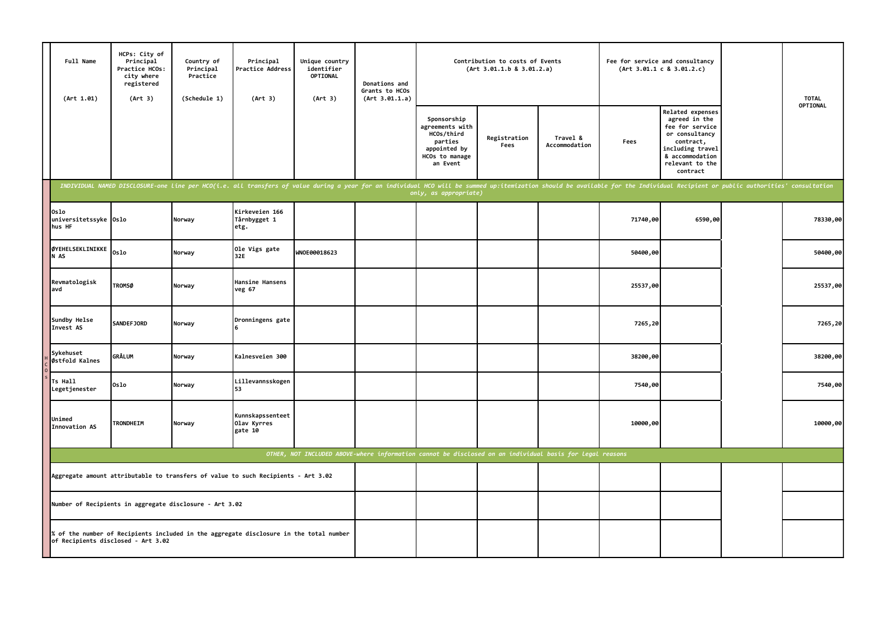| Full Name (Art 1.01) | HCPs: City of Principal Practice HCOs: city where registered (Art 3) | Country of Principal Practice (Schedule 1) | Principal Practice Address (Art 3) | Unique country identifier OPTIONAL (Art 3) | Donations and Grants to HCOs (Art 3.01.1.a) | Contribution to costs of Events (Art 3.01.1.b & 3.01.2.a) | | | Fee for service and consultancy (Art 3.01.1 c & 3.01.2.c) | | | TOTAL OPTIONAL |
|---|---|---|---|---|---|---|---|---|---|---|---|---|
| | | | | | | Sponsorship agreements with HCOs/third parties appointed by HCOs to manage an Event | Registration Fees | Travel & Accommodation | Fees | Related expenses agreed in the fee for service or consultancy contract, including travel & accommodation relevant to the contract | | |
| *INDIVIDUAL NAMED DISCLOSURE-one line per HCO(i.e. all transfers of value during a year for an individual HCO will be summed up:itemization should be available for the Individual Recipient or public authorities' consultation only, as appropriate)* | | | | | | | | | | | | |
| Oslo universitetssykehus HF | Oslo | Norway | Kirkeveien 166 Tårnbygget 1 etg. | | | | | | 71740,00 | 6590,00 | | 78330,00 |
| ØYEHELSEKLINIKKEN AS | Oslo | Norway | Ole Vigs gate 32E | WNOE00018623 | | | | | 50400,00 | | | 50400,00 |
| Revmatologisk avd | TROMSØ | Norway | Hansine Hansens veg 67 | | | | | | 25537,00 | | | 25537,00 |
| Sundby Helse Invest AS | SANDEFJORD | Norway | Dronningens gate 6 | | | | | | 7265,20 | | | 7265,20 |
| Sykehuset Østfold Kalnes | GRÅLUM | Norway | Kalnesveien 300 | | | | | | 38200,00 | | | 38200,00 |
| Ts Hall Legetjenester | Oslo | Norway | Lillevannsskogen 53 | | | | | | 7540,00 | | | 7540,00 |
| Unimed Innovation AS | TRONDHEIM | Norway | Kunnskapssenteet Olav Kyrres gate 10 | | | | | | 10000,00 | | | 10000,00 |
| *OTHER, NOT INCLUDED ABOVE-where information cannot be disclosed on an individual basis for legal reasons* | | | | | | | | | | | | |
| Aggregate amount attributable to transfers of value to such Recipients - Art 3.02 | | | | | | | | | | | | |
| Number of Recipients in aggregate disclosure - Art 3.02 | | | | | | | | | | | | |
| % of the number of Recipients included in the aggregate disclosure in the total number of Recipients disclosed - Art 3.02 | | | | | | | | | | | | |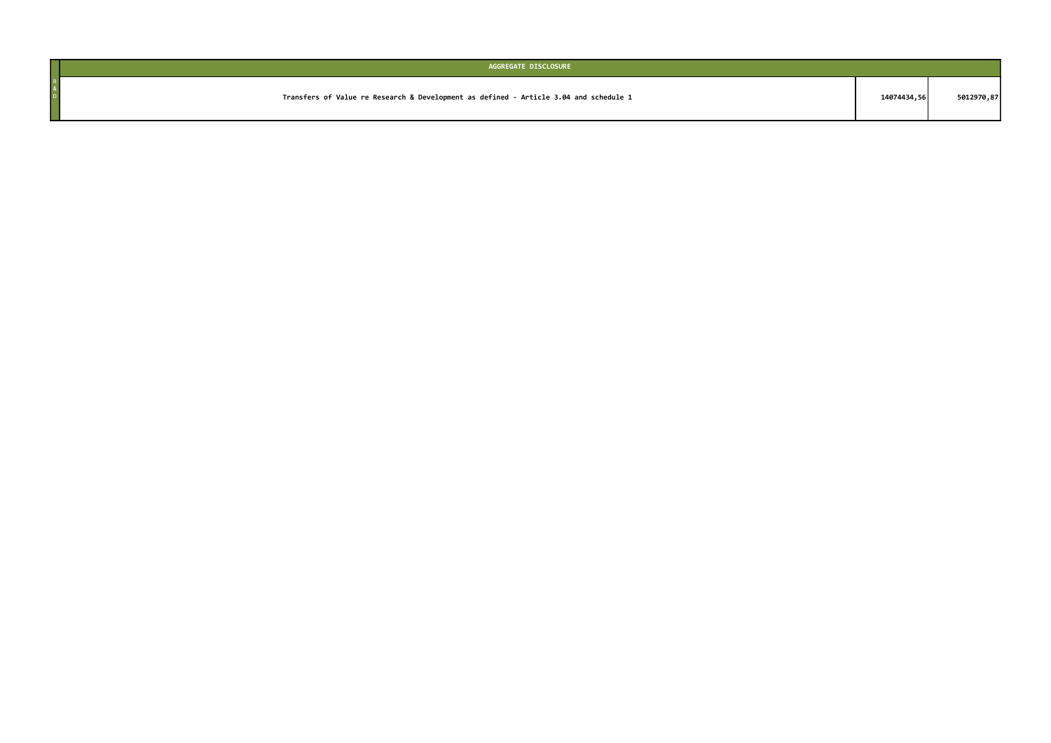| | | | |
|---|---|---|---|
| | AGGREGATE DISCLOSURE | | |
| R & D | Transfers of Value re Research & Development as defined - Article 3.04 and schedule 1 | 14074434,56 | 5012970,87 |